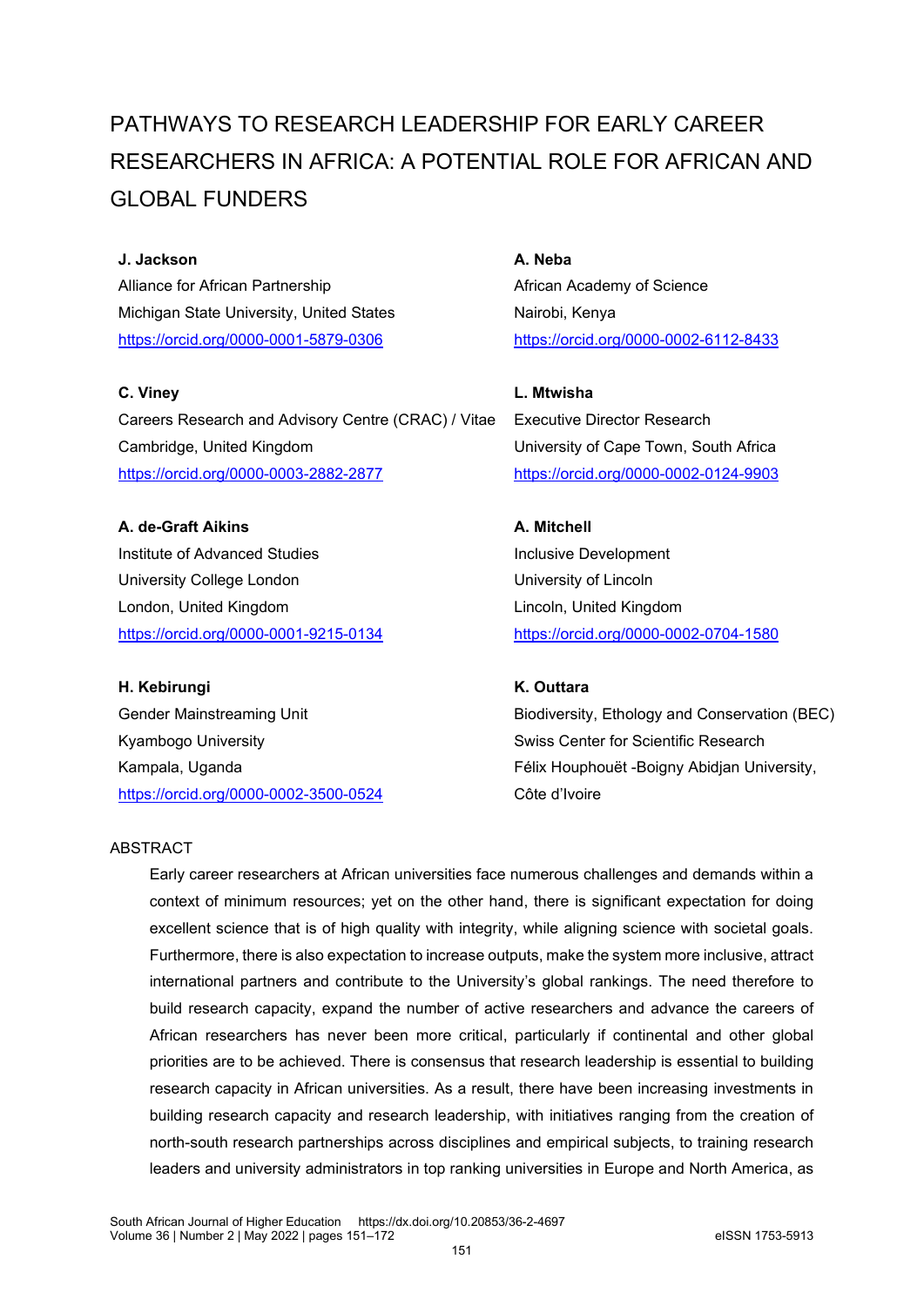# PATHWAYS TO RESEARCH LEADERSHIP FOR EARLY CAREER RESEARCHERS IN AFRICA: A POTENTIAL ROLE FOR AFRICAN AND GLOBAL FUNDERS

**J. Jackson**
Alliance for African Partnership
Michigan State University, United States
https://orcid.org/0000-0001-5879-0306

**C. Viney**
Careers Research and Advisory Centre (CRAC) / Vitae
Cambridge, United Kingdom
https://orcid.org/0000-0003-2882-2877

**A. de-Graft Aikins**
Institute of Advanced Studies
University College London
London, United Kingdom
https://orcid.org/0000-0001-9215-0134

**H. Kebirungi**
Gender Mainstreaming Unit
Kyambogo University
Kampala, Uganda
https://orcid.org/0000-0002-3500-0524

**A. Neba**
African Academy of Science
Nairobi, Kenya
https://orcid.org/0000-0002-6112-8433

**L. Mtwisha**
Executive Director Research
University of Cape Town, South Africa
https://orcid.org/0000-0002-0124-9903

**A. Mitchell**
Inclusive Development
University of Lincoln
Lincoln, United Kingdom
https://orcid.org/0000-0002-0704-1580

**K. Outtara**
Biodiversity, Ethology and Conservation (BEC)
Swiss Center for Scientific Research
Félix Houphouët -Boigny Abidjan University,
Côte d'Ivoire

## ABSTRACT

Early career researchers at African universities face numerous challenges and demands within a context of minimum resources; yet on the other hand, there is significant expectation for doing excellent science that is of high quality with integrity, while aligning science with societal goals. Furthermore, there is also expectation to increase outputs, make the system more inclusive, attract international partners and contribute to the University's global rankings. The need therefore to build research capacity, expand the number of active researchers and advance the careers of African researchers has never been more critical, particularly if continental and other global priorities are to be achieved. There is consensus that research leadership is essential to building research capacity in African universities. As a result, there have been increasing investments in building research capacity and research leadership, with initiatives ranging from the creation of north-south research partnerships across disciplines and empirical subjects, to training research leaders and university administrators in top ranking universities in Europe and North America, as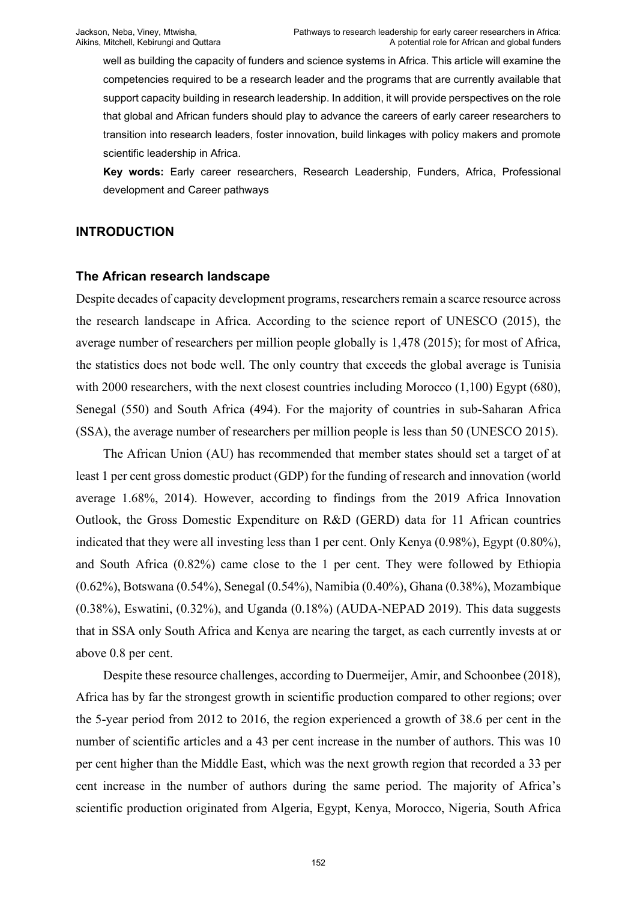well as building the capacity of funders and science systems in Africa. This article will examine the competencies required to be a research leader and the programs that are currently available that support capacity building in research leadership. In addition, it will provide perspectives on the role that global and African funders should play to advance the careers of early career researchers to transition into research leaders, foster innovation, build linkages with policy makers and promote scientific leadership in Africa.

**Key words:** Early career researchers, Research Leadership, Funders, Africa, Professional development and Career pathways

## INTRODUCTION

### The African research landscape

Despite decades of capacity development programs, researchers remain a scarce resource across the research landscape in Africa. According to the science report of UNESCO (2015), the average number of researchers per million people globally is 1,478 (2015); for most of Africa, the statistics does not bode well. The only country that exceeds the global average is Tunisia with 2000 researchers, with the next closest countries including Morocco (1,100) Egypt (680), Senegal (550) and South Africa (494). For the majority of countries in sub-Saharan Africa (SSA), the average number of researchers per million people is less than 50 (UNESCO 2015).

The African Union (AU) has recommended that member states should set a target of at least 1 per cent gross domestic product (GDP) for the funding of research and innovation (world average 1.68%, 2014). However, according to findings from the 2019 Africa Innovation Outlook, the Gross Domestic Expenditure on R&D (GERD) data for 11 African countries indicated that they were all investing less than 1 per cent. Only Kenya (0.98%), Egypt (0.80%), and South Africa (0.82%) came close to the 1 per cent. They were followed by Ethiopia (0.62%), Botswana (0.54%), Senegal (0.54%), Namibia (0.40%), Ghana (0.38%), Mozambique (0.38%), Eswatini, (0.32%), and Uganda (0.18%) (AUDA-NEPAD 2019). This data suggests that in SSA only South Africa and Kenya are nearing the target, as each currently invests at or above 0.8 per cent.

Despite these resource challenges, according to Duermeijer, Amir, and Schoonbee (2018), Africa has by far the strongest growth in scientific production compared to other regions; over the 5-year period from 2012 to 2016, the region experienced a growth of 38.6 per cent in the number of scientific articles and a 43 per cent increase in the number of authors. This was 10 per cent higher than the Middle East, which was the next growth region that recorded a 33 per cent increase in the number of authors during the same period. The majority of Africa's scientific production originated from Algeria, Egypt, Kenya, Morocco, Nigeria, South Africa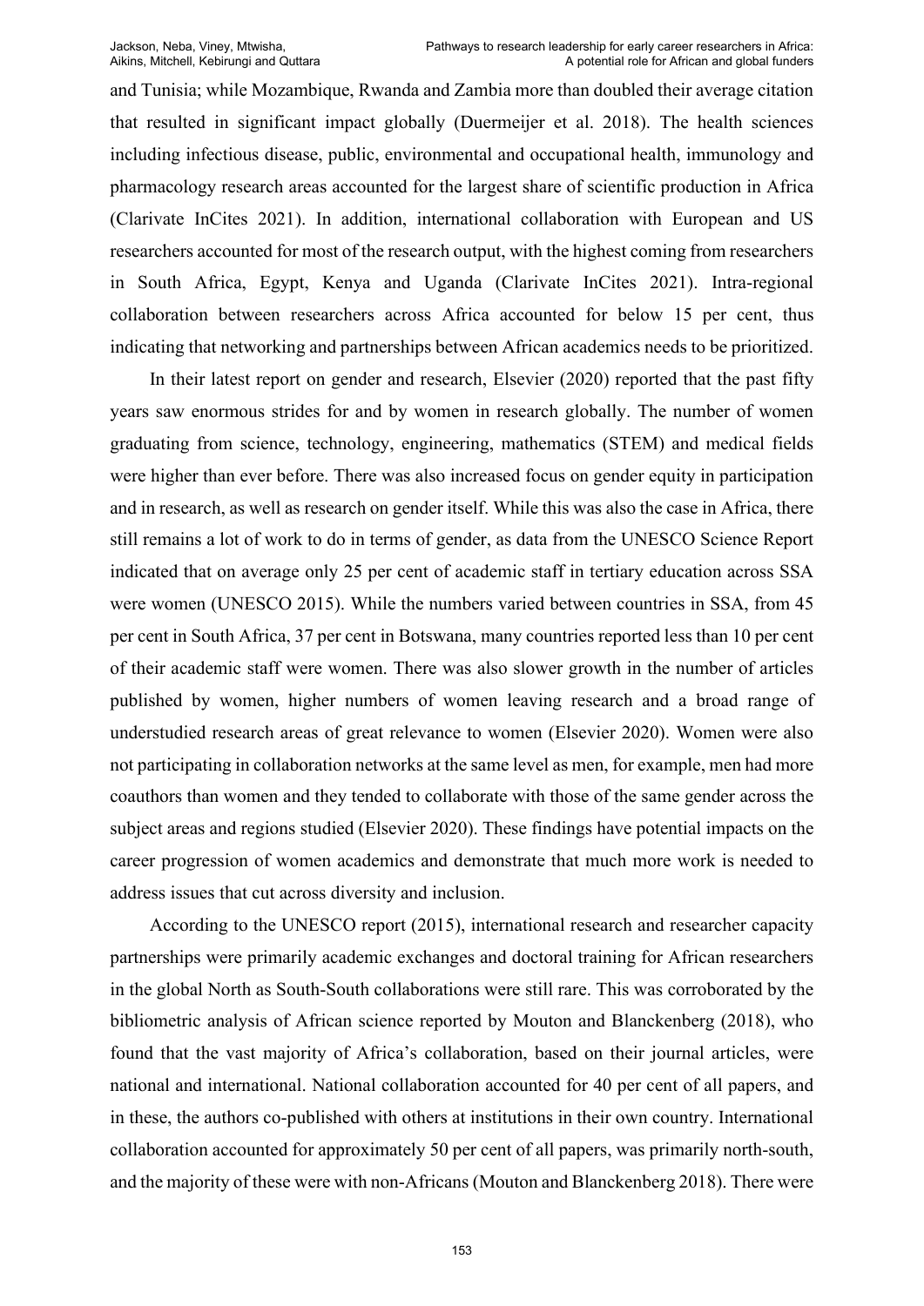and Tunisia; while Mozambique, Rwanda and Zambia more than doubled their average citation that resulted in significant impact globally (Duermeijer et al. 2018). The health sciences including infectious disease, public, environmental and occupational health, immunology and pharmacology research areas accounted for the largest share of scientific production in Africa (Clarivate InCites 2021). In addition, international collaboration with European and US researchers accounted for most of the research output, with the highest coming from researchers in South Africa, Egypt, Kenya and Uganda (Clarivate InCites 2021). Intra-regional collaboration between researchers across Africa accounted for below 15 per cent, thus indicating that networking and partnerships between African academics needs to be prioritized.

In their latest report on gender and research, Elsevier (2020) reported that the past fifty years saw enormous strides for and by women in research globally. The number of women graduating from science, technology, engineering, mathematics (STEM) and medical fields were higher than ever before. There was also increased focus on gender equity in participation and in research, as well as research on gender itself. While this was also the case in Africa, there still remains a lot of work to do in terms of gender, as data from the UNESCO Science Report indicated that on average only 25 per cent of academic staff in tertiary education across SSA were women (UNESCO 2015). While the numbers varied between countries in SSA, from 45 per cent in South Africa, 37 per cent in Botswana, many countries reported less than 10 per cent of their academic staff were women. There was also slower growth in the number of articles published by women, higher numbers of women leaving research and a broad range of understudied research areas of great relevance to women (Elsevier 2020). Women were also not participating in collaboration networks at the same level as men, for example, men had more coauthors than women and they tended to collaborate with those of the same gender across the subject areas and regions studied (Elsevier 2020). These findings have potential impacts on the career progression of women academics and demonstrate that much more work is needed to address issues that cut across diversity and inclusion.

According to the UNESCO report (2015), international research and researcher capacity partnerships were primarily academic exchanges and doctoral training for African researchers in the global North as South-South collaborations were still rare. This was corroborated by the bibliometric analysis of African science reported by Mouton and Blanckenberg (2018), who found that the vast majority of Africa's collaboration, based on their journal articles, were national and international. National collaboration accounted for 40 per cent of all papers, and in these, the authors co-published with others at institutions in their own country. International collaboration accounted for approximately 50 per cent of all papers, was primarily north-south, and the majority of these were with non-Africans (Mouton and Blanckenberg 2018). There were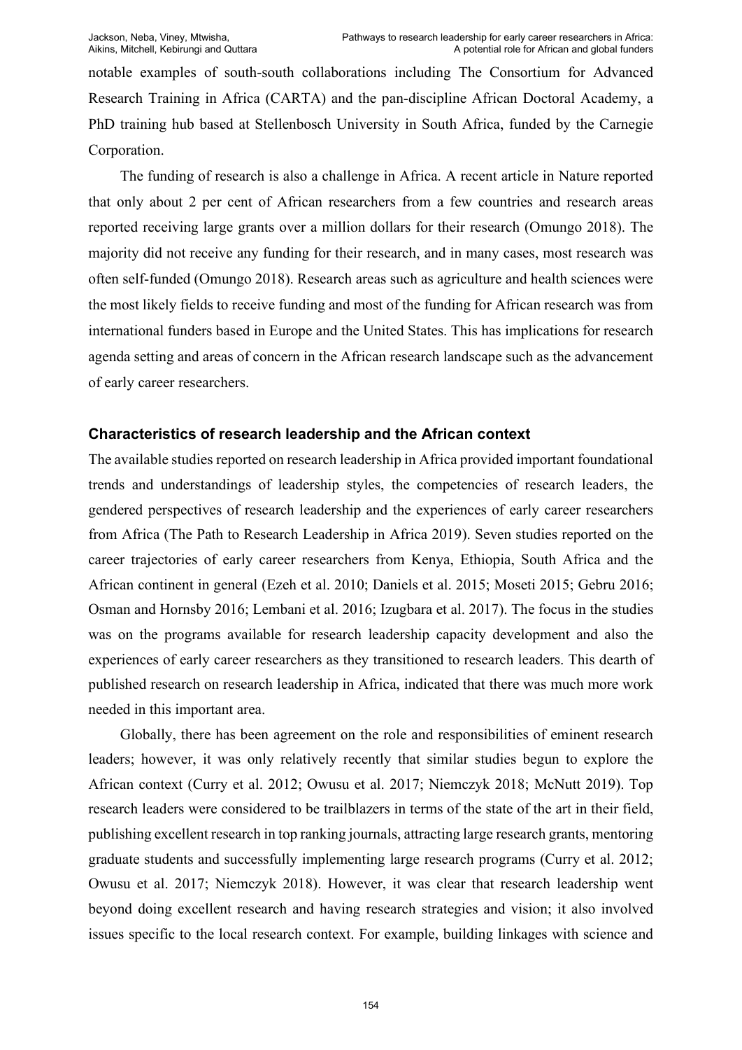notable examples of south-south collaborations including The Consortium for Advanced Research Training in Africa (CARTA) and the pan-discipline African Doctoral Academy, a PhD training hub based at Stellenbosch University in South Africa, funded by the Carnegie Corporation.

The funding of research is also a challenge in Africa. A recent article in Nature reported that only about 2 per cent of African researchers from a few countries and research areas reported receiving large grants over a million dollars for their research (Omungo 2018). The majority did not receive any funding for their research, and in many cases, most research was often self-funded (Omungo 2018). Research areas such as agriculture and health sciences were the most likely fields to receive funding and most of the funding for African research was from international funders based in Europe and the United States. This has implications for research agenda setting and areas of concern in the African research landscape such as the advancement of early career researchers.

### Characteristics of research leadership and the African context

The available studies reported on research leadership in Africa provided important foundational trends and understandings of leadership styles, the competencies of research leaders, the gendered perspectives of research leadership and the experiences of early career researchers from Africa (The Path to Research Leadership in Africa 2019). Seven studies reported on the career trajectories of early career researchers from Kenya, Ethiopia, South Africa and the African continent in general (Ezeh et al. 2010; Daniels et al. 2015; Moseti 2015; Gebru 2016; Osman and Hornsby 2016; Lembani et al. 2016; Izugbara et al. 2017). The focus in the studies was on the programs available for research leadership capacity development and also the experiences of early career researchers as they transitioned to research leaders. This dearth of published research on research leadership in Africa, indicated that there was much more work needed in this important area.

Globally, there has been agreement on the role and responsibilities of eminent research leaders; however, it was only relatively recently that similar studies begun to explore the African context (Curry et al. 2012; Owusu et al. 2017; Niemczyk 2018; McNutt 2019). Top research leaders were considered to be trailblazers in terms of the state of the art in their field, publishing excellent research in top ranking journals, attracting large research grants, mentoring graduate students and successfully implementing large research programs (Curry et al. 2012; Owusu et al. 2017; Niemczyk 2018). However, it was clear that research leadership went beyond doing excellent research and having research strategies and vision; it also involved issues specific to the local research context. For example, building linkages with science and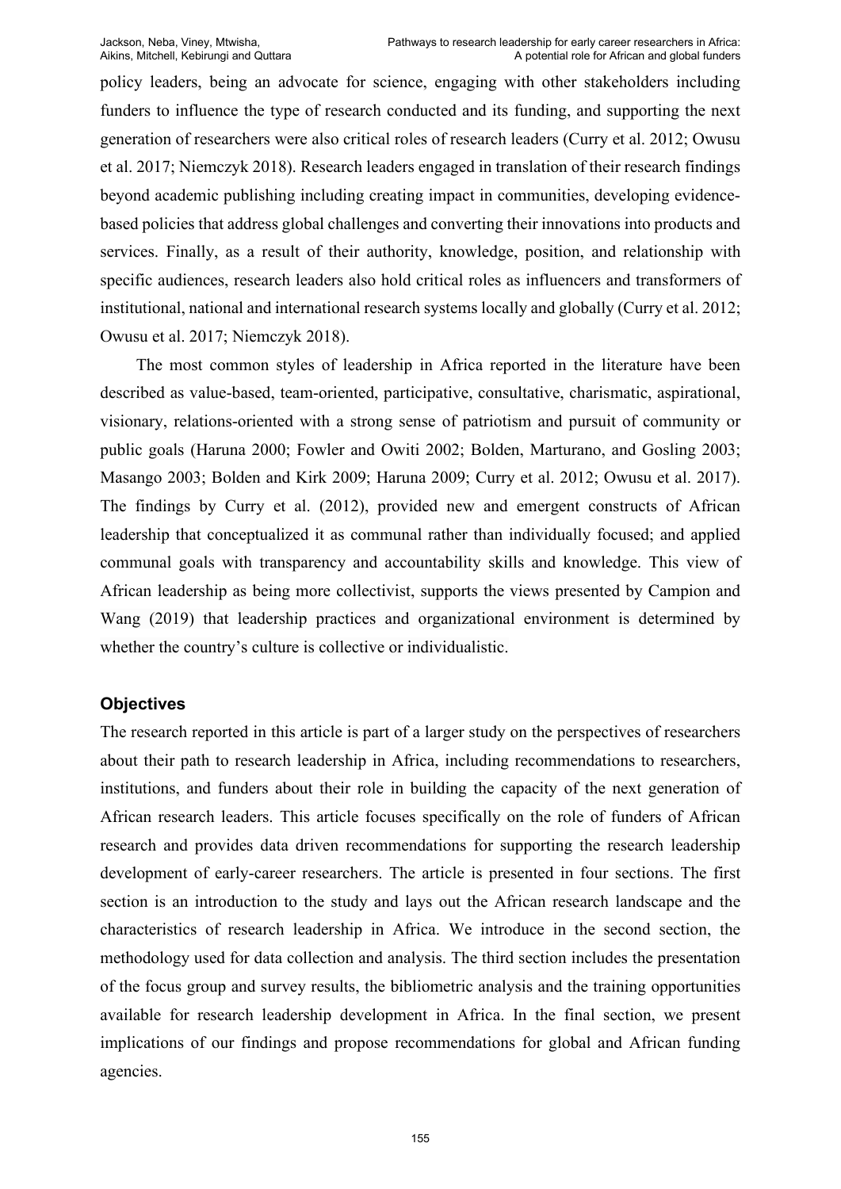policy leaders, being an advocate for science, engaging with other stakeholders including funders to influence the type of research conducted and its funding, and supporting the next generation of researchers were also critical roles of research leaders (Curry et al. 2012; Owusu et al. 2017; Niemczyk 2018). Research leaders engaged in translation of their research findings beyond academic publishing including creating impact in communities, developing evidence-based policies that address global challenges and converting their innovations into products and services. Finally, as a result of their authority, knowledge, position, and relationship with specific audiences, research leaders also hold critical roles as influencers and transformers of institutional, national and international research systems locally and globally (Curry et al. 2012; Owusu et al. 2017; Niemczyk 2018).

The most common styles of leadership in Africa reported in the literature have been described as value-based, team-oriented, participative, consultative, charismatic, aspirational, visionary, relations-oriented with a strong sense of patriotism and pursuit of community or public goals (Haruna 2000; Fowler and Owiti 2002; Bolden, Marturano, and Gosling 2003; Masango 2003; Bolden and Kirk 2009; Haruna 2009; Curry et al. 2012; Owusu et al. 2017). The findings by Curry et al. (2012), provided new and emergent constructs of African leadership that conceptualized it as communal rather than individually focused; and applied communal goals with transparency and accountability skills and knowledge. This view of African leadership as being more collectivist, supports the views presented by Campion and Wang (2019) that leadership practices and organizational environment is determined by whether the country's culture is collective or individualistic.

## Objectives

The research reported in this article is part of a larger study on the perspectives of researchers about their path to research leadership in Africa, including recommendations to researchers, institutions, and funders about their role in building the capacity of the next generation of African research leaders. This article focuses specifically on the role of funders of African research and provides data driven recommendations for supporting the research leadership development of early-career researchers. The article is presented in four sections. The first section is an introduction to the study and lays out the African research landscape and the characteristics of research leadership in Africa. We introduce in the second section, the methodology used for data collection and analysis. The third section includes the presentation of the focus group and survey results, the bibliometric analysis and the training opportunities available for research leadership development in Africa. In the final section, we present implications of our findings and propose recommendations for global and African funding agencies.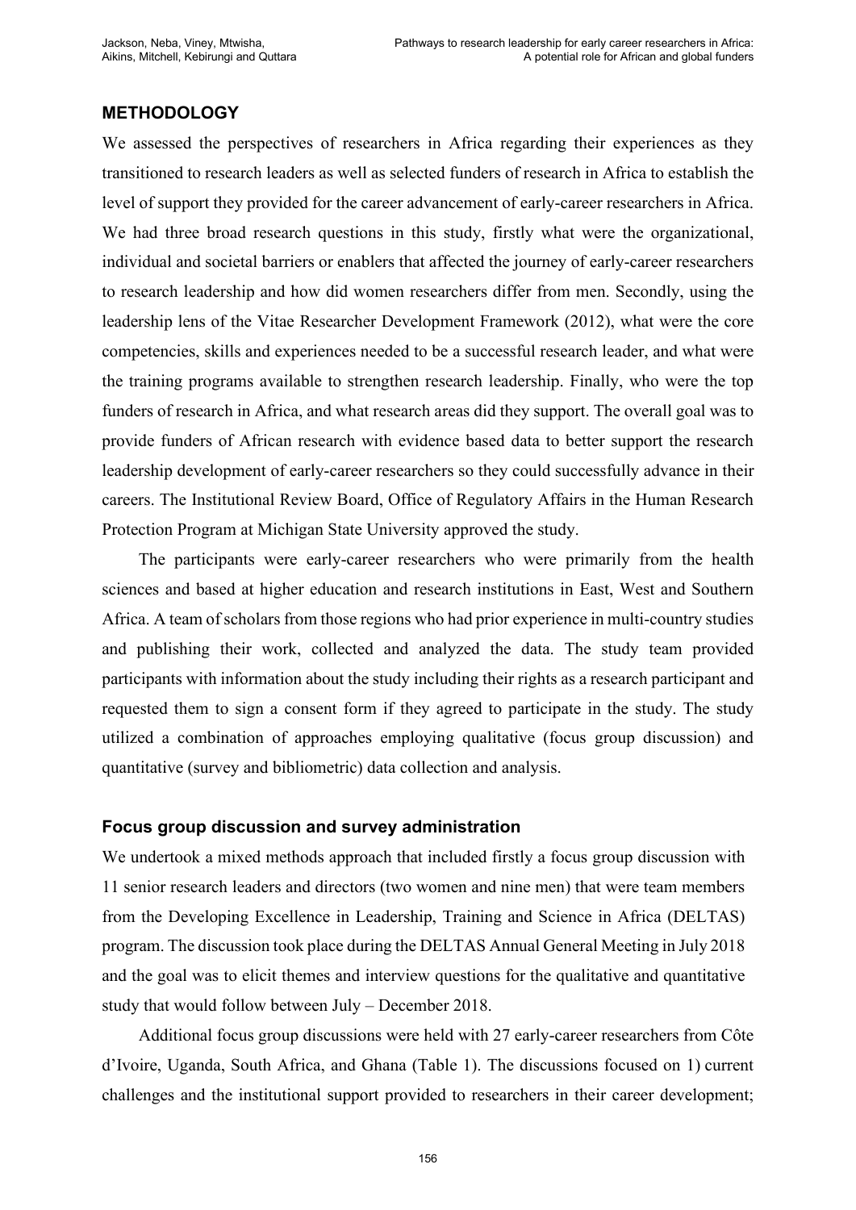## METHODOLOGY

We assessed the perspectives of researchers in Africa regarding their experiences as they transitioned to research leaders as well as selected funders of research in Africa to establish the level of support they provided for the career advancement of early-career researchers in Africa. We had three broad research questions in this study, firstly what were the organizational, individual and societal barriers or enablers that affected the journey of early-career researchers to research leadership and how did women researchers differ from men. Secondly, using the leadership lens of the Vitae Researcher Development Framework (2012), what were the core competencies, skills and experiences needed to be a successful research leader, and what were the training programs available to strengthen research leadership. Finally, who were the top funders of research in Africa, and what research areas did they support. The overall goal was to provide funders of African research with evidence based data to better support the research leadership development of early-career researchers so they could successfully advance in their careers. The Institutional Review Board, Office of Regulatory Affairs in the Human Research Protection Program at Michigan State University approved the study.

The participants were early-career researchers who were primarily from the health sciences and based at higher education and research institutions in East, West and Southern Africa. A team of scholars from those regions who had prior experience in multi-country studies and publishing their work, collected and analyzed the data. The study team provided participants with information about the study including their rights as a research participant and requested them to sign a consent form if they agreed to participate in the study. The study utilized a combination of approaches employing qualitative (focus group discussion) and quantitative (survey and bibliometric) data collection and analysis.

### Focus group discussion and survey administration

We undertook a mixed methods approach that included firstly a focus group discussion with 11 senior research leaders and directors (two women and nine men) that were team members from the Developing Excellence in Leadership, Training and Science in Africa (DELTAS) program. The discussion took place during the DELTAS Annual General Meeting in July 2018 and the goal was to elicit themes and interview questions for the qualitative and quantitative study that would follow between July – December 2018.

Additional focus group discussions were held with 27 early-career researchers from Côte d'Ivoire, Uganda, South Africa, and Ghana (Table 1). The discussions focused on 1) current challenges and the institutional support provided to researchers in their career development;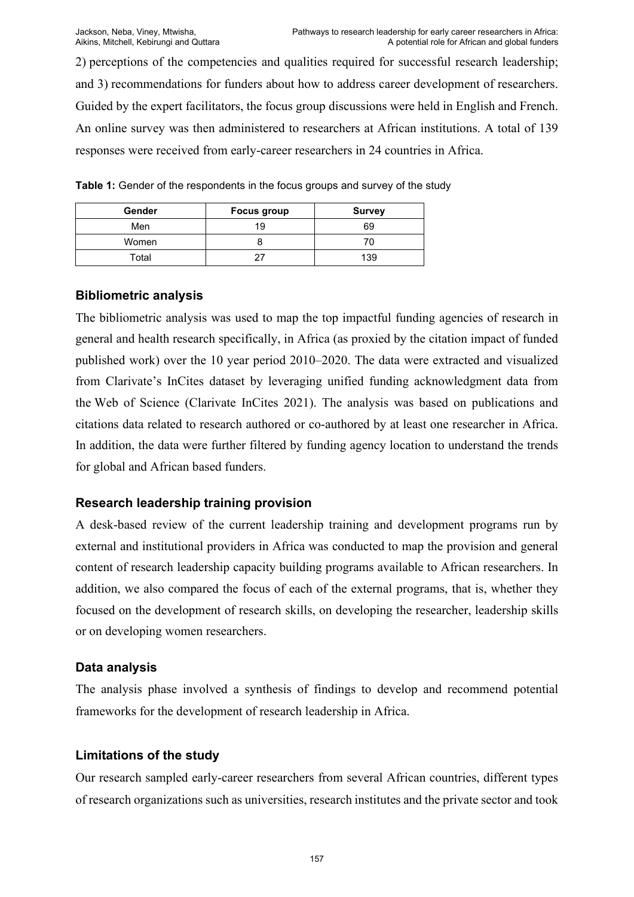2) perceptions of the competencies and qualities required for successful research leadership; and 3) recommendations for funders about how to address career development of researchers. Guided by the expert facilitators, the focus group discussions were held in English and French. An online survey was then administered to researchers at African institutions. A total of 139 responses were received from early-career researchers in 24 countries in Africa.

**Table 1:** Gender of the respondents in the focus groups and survey of the study

| Gender | Focus group | Survey |
|---|---|---|
| Men | 19 | 69 |
| Women | 8 | 70 |
| Total | 27 | 139 |

## Bibliometric analysis

The bibliometric analysis was used to map the top impactful funding agencies of research in general and health research specifically, in Africa (as proxied by the citation impact of funded published work) over the 10 year period 2010–2020. The data were extracted and visualized from Clarivate's InCites dataset by leveraging unified funding acknowledgment data from the Web of Science (Clarivate InCites 2021). The analysis was based on publications and citations data related to research authored or co-authored by at least one researcher in Africa. In addition, the data were further filtered by funding agency location to understand the trends for global and African based funders.

## Research leadership training provision

A desk-based review of the current leadership training and development programs run by external and institutional providers in Africa was conducted to map the provision and general content of research leadership capacity building programs available to African researchers. In addition, we also compared the focus of each of the external programs, that is, whether they focused on the development of research skills, on developing the researcher, leadership skills or on developing women researchers.

## Data analysis

The analysis phase involved a synthesis of findings to develop and recommend potential frameworks for the development of research leadership in Africa.

## Limitations of the study

Our research sampled early-career researchers from several African countries, different types of research organizations such as universities, research institutes and the private sector and took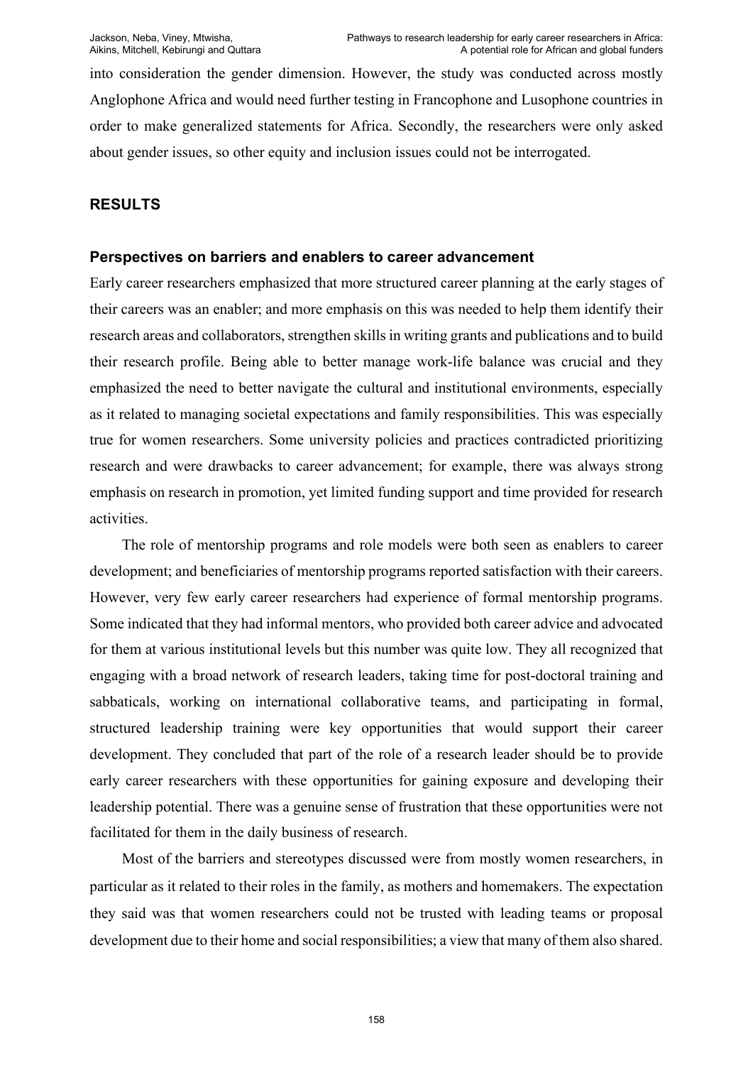into consideration the gender dimension. However, the study was conducted across mostly Anglophone Africa and would need further testing in Francophone and Lusophone countries in order to make generalized statements for Africa. Secondly, the researchers were only asked about gender issues, so other equity and inclusion issues could not be interrogated.

## RESULTS

### Perspectives on barriers and enablers to career advancement

Early career researchers emphasized that more structured career planning at the early stages of their careers was an enabler; and more emphasis on this was needed to help them identify their research areas and collaborators, strengthen skills in writing grants and publications and to build their research profile. Being able to better manage work-life balance was crucial and they emphasized the need to better navigate the cultural and institutional environments, especially as it related to managing societal expectations and family responsibilities. This was especially true for women researchers. Some university policies and practices contradicted prioritizing research and were drawbacks to career advancement; for example, there was always strong emphasis on research in promotion, yet limited funding support and time provided for research activities.

The role of mentorship programs and role models were both seen as enablers to career development; and beneficiaries of mentorship programs reported satisfaction with their careers. However, very few early career researchers had experience of formal mentorship programs. Some indicated that they had informal mentors, who provided both career advice and advocated for them at various institutional levels but this number was quite low. They all recognized that engaging with a broad network of research leaders, taking time for post-doctoral training and sabbaticals, working on international collaborative teams, and participating in formal, structured leadership training were key opportunities that would support their career development. They concluded that part of the role of a research leader should be to provide early career researchers with these opportunities for gaining exposure and developing their leadership potential. There was a genuine sense of frustration that these opportunities were not facilitated for them in the daily business of research.

Most of the barriers and stereotypes discussed were from mostly women researchers, in particular as it related to their roles in the family, as mothers and homemakers. The expectation they said was that women researchers could not be trusted with leading teams or proposal development due to their home and social responsibilities; a view that many of them also shared.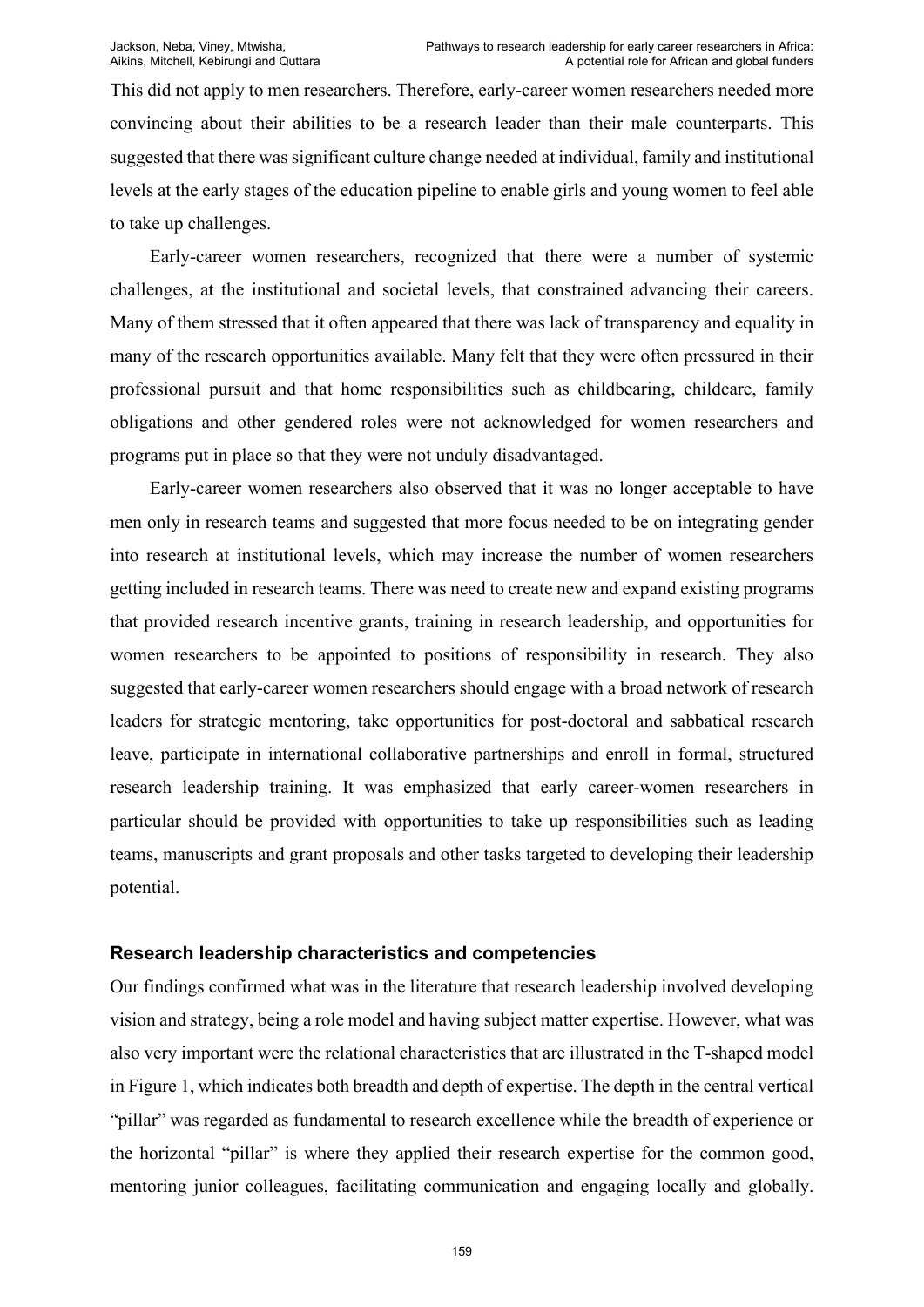This did not apply to men researchers. Therefore, early-career women researchers needed more convincing about their abilities to be a research leader than their male counterparts. This suggested that there was significant culture change needed at individual, family and institutional levels at the early stages of the education pipeline to enable girls and young women to feel able to take up challenges.

Early-career women researchers, recognized that there were a number of systemic challenges, at the institutional and societal levels, that constrained advancing their careers. Many of them stressed that it often appeared that there was lack of transparency and equality in many of the research opportunities available. Many felt that they were often pressured in their professional pursuit and that home responsibilities such as childbearing, childcare, family obligations and other gendered roles were not acknowledged for women researchers and programs put in place so that they were not unduly disadvantaged.

Early-career women researchers also observed that it was no longer acceptable to have men only in research teams and suggested that more focus needed to be on integrating gender into research at institutional levels, which may increase the number of women researchers getting included in research teams. There was need to create new and expand existing programs that provided research incentive grants, training in research leadership, and opportunities for women researchers to be appointed to positions of responsibility in research. They also suggested that early-career women researchers should engage with a broad network of research leaders for strategic mentoring, take opportunities for post-doctoral and sabbatical research leave, participate in international collaborative partnerships and enroll in formal, structured research leadership training. It was emphasized that early career-women researchers in particular should be provided with opportunities to take up responsibilities such as leading teams, manuscripts and grant proposals and other tasks targeted to developing their leadership potential.

### Research leadership characteristics and competencies

Our findings confirmed what was in the literature that research leadership involved developing vision and strategy, being a role model and having subject matter expertise. However, what was also very important were the relational characteristics that are illustrated in the T-shaped model in Figure 1, which indicates both breadth and depth of expertise. The depth in the central vertical "pillar" was regarded as fundamental to research excellence while the breadth of experience or the horizontal "pillar" is where they applied their research expertise for the common good, mentoring junior colleagues, facilitating communication and engaging locally and globally.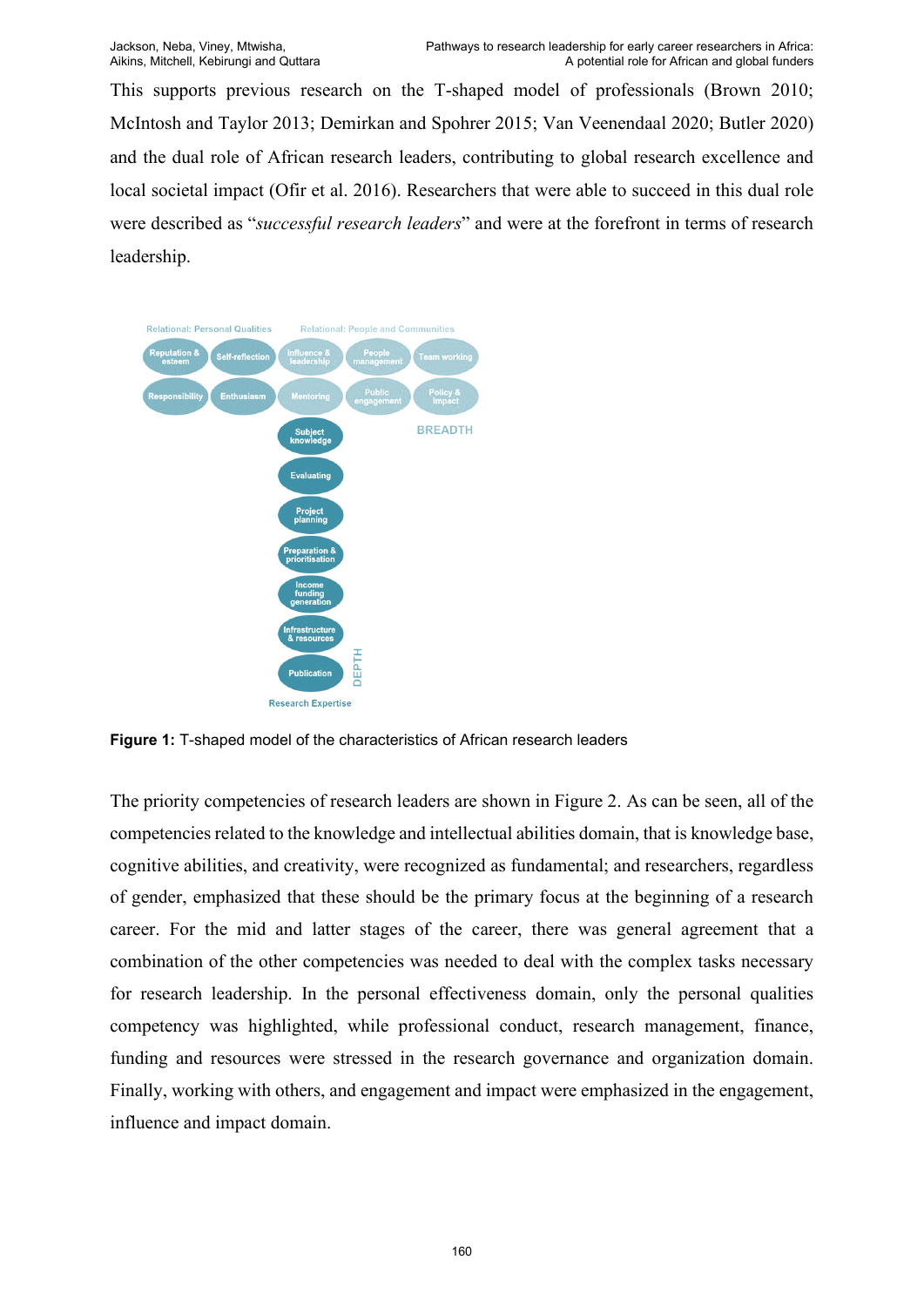This supports previous research on the T-shaped model of professionals (Brown 2010; McIntosh and Taylor 2013; Demirkan and Spohrer 2015; Van Veenendaal 2020; Butler 2020) and the dual role of African research leaders, contributing to global research excellence and local societal impact (Ofir et al. 2016). Researchers that were able to succeed in this dual role were described as "*successful research leaders*" and were at the forefront in terms of research leadership.

Relational: Personal Qualities — Reputation & esteem; Self-reflection; Responsibility; Enthusiasm

Relational: People and Communities — Influence & leadership; People management; Team working; Mentoring; Public engagement; Policy & Impact

BREADTH

Research Expertise (DEPTH) — Subject knowledge; Evaluating; Project planning; Preparation & prioritisation; Income funding generation; Infrastructure & resources; Publication

**Figure 1:** T-shaped model of the characteristics of African research leaders

The priority competencies of research leaders are shown in Figure 2. As can be seen, all of the competencies related to the knowledge and intellectual abilities domain, that is knowledge base, cognitive abilities, and creativity, were recognized as fundamental; and researchers, regardless of gender, emphasized that these should be the primary focus at the beginning of a research career. For the mid and latter stages of the career, there was general agreement that a combination of the other competencies was needed to deal with the complex tasks necessary for research leadership. In the personal effectiveness domain, only the personal qualities competency was highlighted, while professional conduct, research management, finance, funding and resources were stressed in the research governance and organization domain. Finally, working with others, and engagement and impact were emphasized in the engagement, influence and impact domain.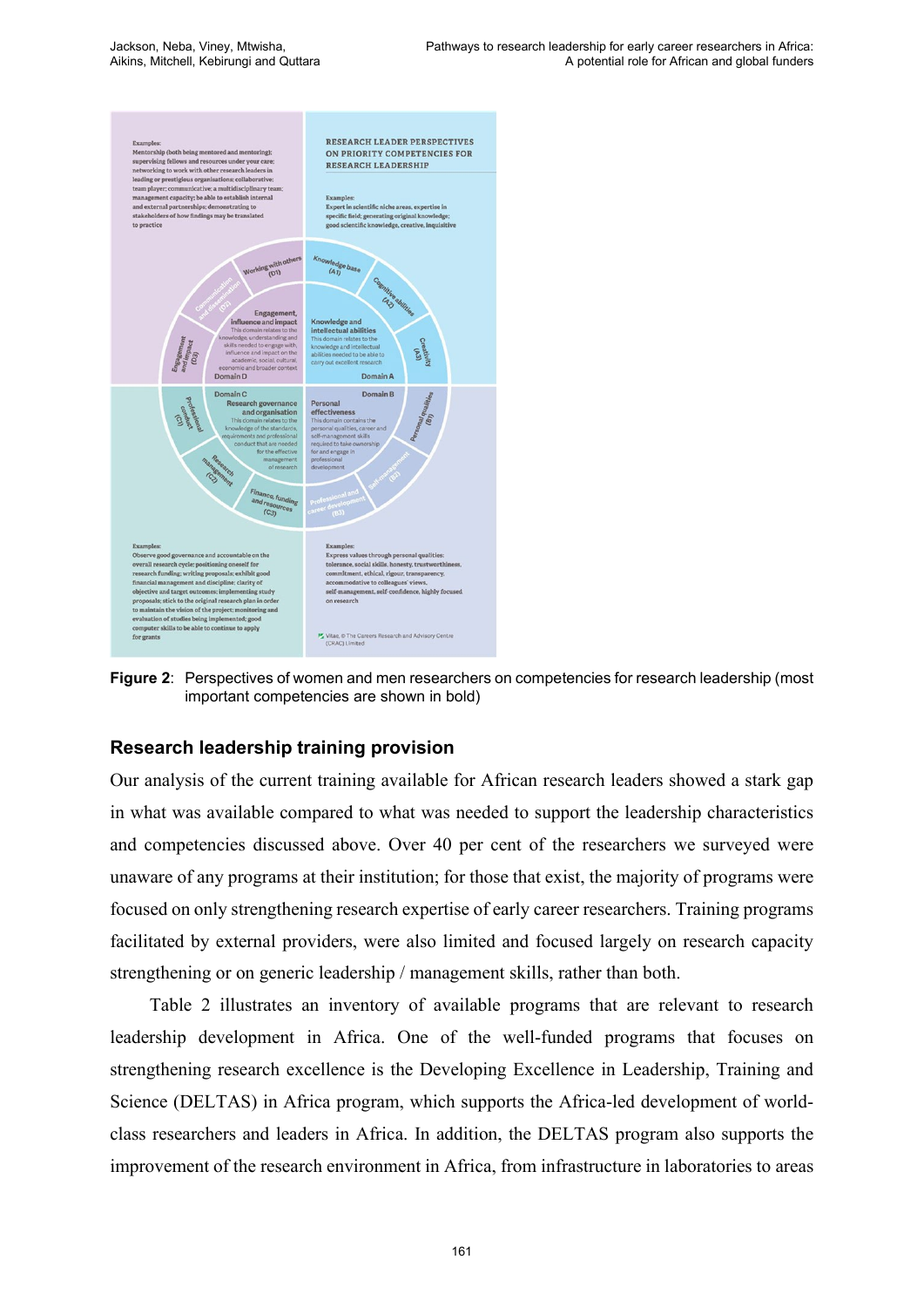**Figure 2**: Perspectives of women and men researchers on competencies for research leadership (most important competencies are shown in bold)

## Research leadership training provision

Our analysis of the current training available for African research leaders showed a stark gap in what was available compared to what was needed to support the leadership characteristics and competencies discussed above. Over 40 per cent of the researchers we surveyed were unaware of any programs at their institution; for those that exist, the majority of programs were focused on only strengthening research expertise of early career researchers. Training programs facilitated by external providers, were also limited and focused largely on research capacity strengthening or on generic leadership / management skills, rather than both.

Table 2 illustrates an inventory of available programs that are relevant to research leadership development in Africa. One of the well-funded programs that focuses on strengthening research excellence is the Developing Excellence in Leadership, Training and Science (DELTAS) in Africa program, which supports the Africa-led development of world-class researchers and leaders in Africa. In addition, the DELTAS program also supports the improvement of the research environment in Africa, from infrastructure in laboratories to areas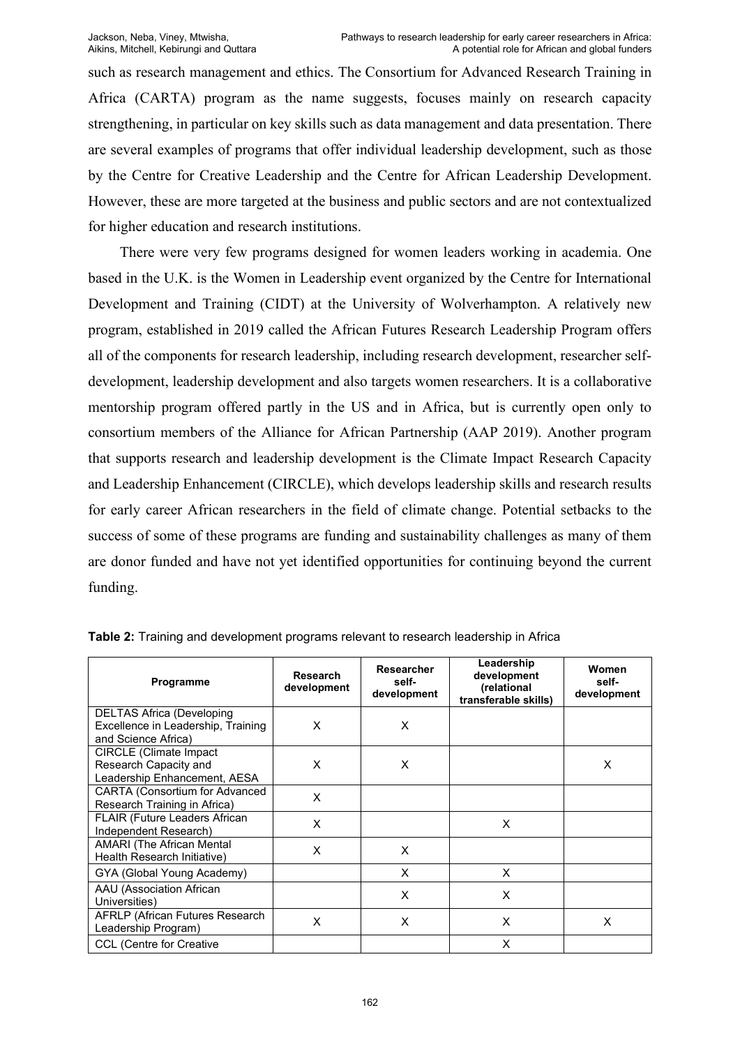such as research management and ethics. The Consortium for Advanced Research Training in Africa (CARTA) program as the name suggests, focuses mainly on research capacity strengthening, in particular on key skills such as data management and data presentation. There are several examples of programs that offer individual leadership development, such as those by the Centre for Creative Leadership and the Centre for African Leadership Development. However, these are more targeted at the business and public sectors and are not contextualized for higher education and research institutions.

There were very few programs designed for women leaders working in academia. One based in the U.K. is the Women in Leadership event organized by the Centre for International Development and Training (CIDT) at the University of Wolverhampton. A relatively new program, established in 2019 called the African Futures Research Leadership Program offers all of the components for research leadership, including research development, researcher self-development, leadership development and also targets women researchers. It is a collaborative mentorship program offered partly in the US and in Africa, but is currently open only to consortium members of the Alliance for African Partnership (AAP 2019). Another program that supports research and leadership development is the Climate Impact Research Capacity and Leadership Enhancement (CIRCLE), which develops leadership skills and research results for early career African researchers in the field of climate change. Potential setbacks to the success of some of these programs are funding and sustainability challenges as many of them are donor funded and have not yet identified opportunities for continuing beyond the current funding.

**Table 2:** Training and development programs relevant to research leadership in Africa

| Programme | Research development | Researcher self-development | Leadership development (relational transferable skills) | Women self-development |
|---|---|---|---|---|
| DELTAS Africa (Developing Excellence in Leadership, Training and Science Africa) | X | X | | |
| CIRCLE (Climate Impact Research Capacity and Leadership Enhancement, AESA | X | X | | X |
| CARTA (Consortium for Advanced Research Training in Africa) | X | | | |
| FLAIR (Future Leaders African Independent Research) | X | | X | |
| AMARI (The African Mental Health Research Initiative) | X | X | | |
| GYA (Global Young Academy) | | X | X | |
| AAU (Association African Universities) | | X | X | |
| AFRLP (African Futures Research Leadership Program) | X | X | X | X |
| CCL (Centre for Creative | | | X | |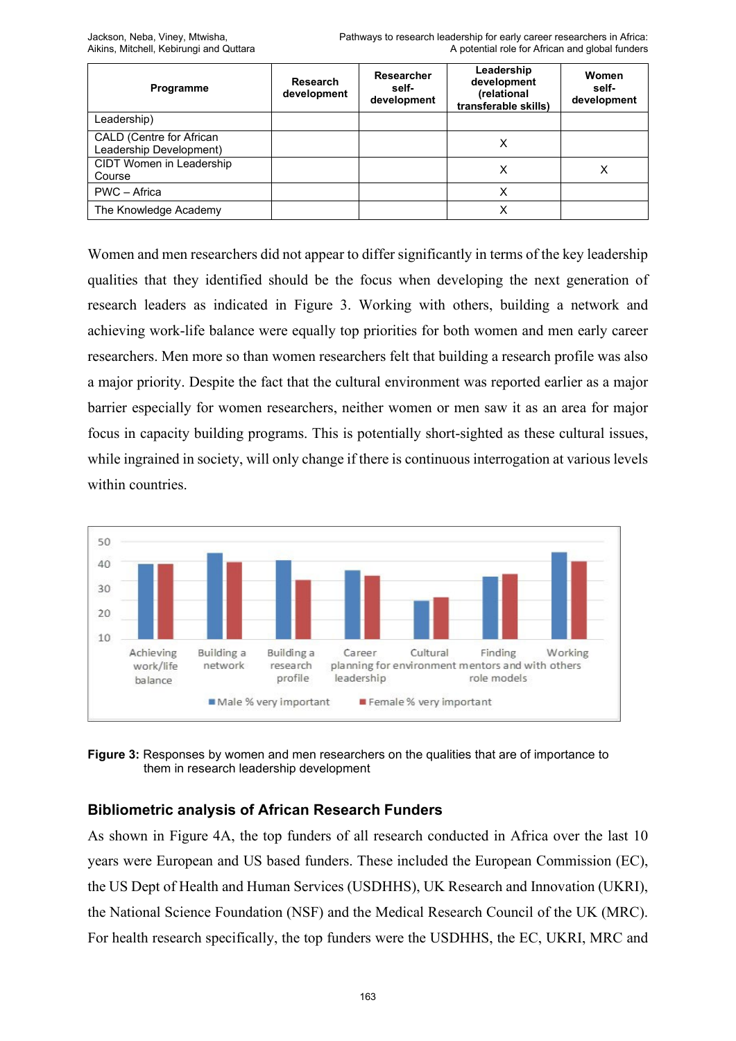| Programme | Research development | Researcher self-development | Leadership development (relational transferable skills) | Women self-development |
|---|---|---|---|---|
| Leadership) | | | | |
| CALD (Centre for African Leadership Development) | | | X | |
| CIDT Women in Leadership Course | | | X | X |
| PWC – Africa | | | X | |
| The Knowledge Academy | | | X | |

Women and men researchers did not appear to differ significantly in terms of the key leadership qualities that they identified should be the focus when developing the next generation of research leaders as indicated in Figure 3. Working with others, building a network and achieving work-life balance were equally top priorities for both women and men early career researchers. Men more so than women researchers felt that building a research profile was also a major priority. Despite the fact that the cultural environment was reported earlier as a major barrier especially for women researchers, neither women or men saw it as an area for major focus in capacity building programs. This is potentially short-sighted as these cultural issues, while ingrained in society, will only change if there is continuous interrogation at various levels within countries.

**Figure 3:** Responses by women and men researchers on the qualities that are of importance to them in research leadership development

## Bibliometric analysis of African Research Funders

As shown in Figure 4A, the top funders of all research conducted in Africa over the last 10 years were European and US based funders. These included the European Commission (EC), the US Dept of Health and Human Services (USDHHS), UK Research and Innovation (UKRI), the National Science Foundation (NSF) and the Medical Research Council of the UK (MRC). For health research specifically, the top funders were the USDHHS, the EC, UKRI, MRC and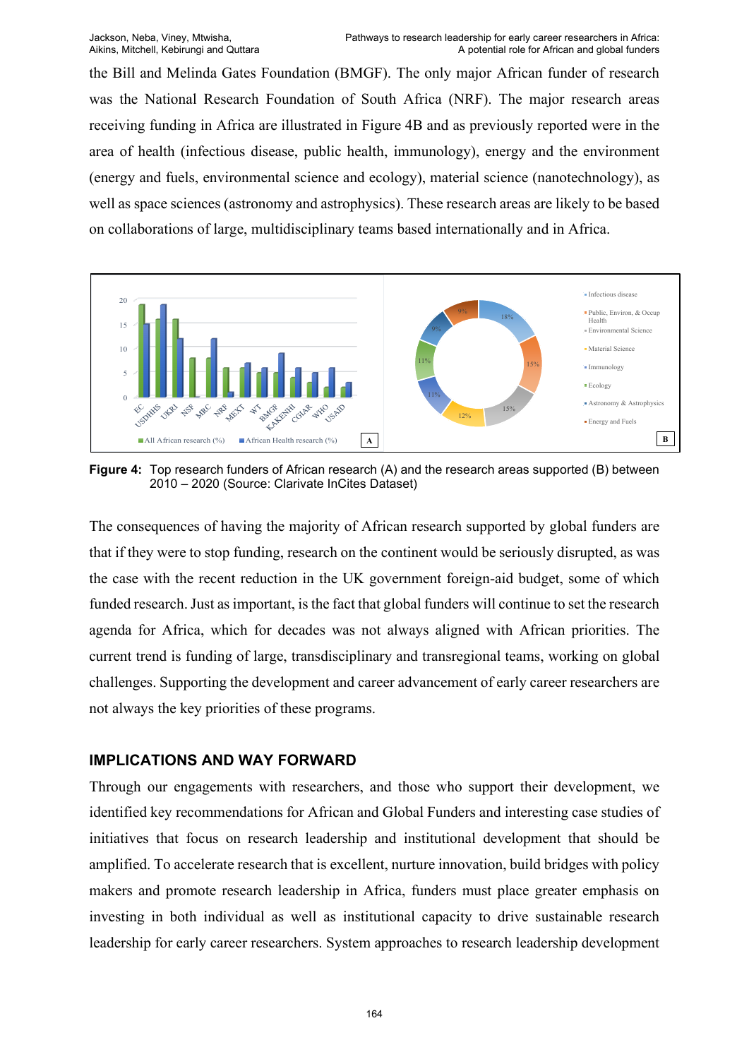the Bill and Melinda Gates Foundation (BMGF). The only major African funder of research was the National Research Foundation of South Africa (NRF). The major research areas receiving funding in Africa are illustrated in Figure 4B and as previously reported were in the area of health (infectious disease, public health, immunology), energy and the environment (energy and fuels, environmental science and ecology), material science (nanotechnology), as well as space sciences (astronomy and astrophysics). These research areas are likely to be based on collaborations of large, multidisciplinary teams based internationally and in Africa.

**Figure 4:** Top research funders of African research (A) and the research areas supported (B) between 2010 – 2020 (Source: Clarivate InCites Dataset)

The consequences of having the majority of African research supported by global funders are that if they were to stop funding, research on the continent would be seriously disrupted, as was the case with the recent reduction in the UK government foreign-aid budget, some of which funded research. Just as important, is the fact that global funders will continue to set the research agenda for Africa, which for decades was not always aligned with African priorities. The current trend is funding of large, transdisciplinary and transregional teams, working on global challenges. Supporting the development and career advancement of early career researchers are not always the key priorities of these programs.

## IMPLICATIONS AND WAY FORWARD

Through our engagements with researchers, and those who support their development, we identified key recommendations for African and Global Funders and interesting case studies of initiatives that focus on research leadership and institutional development that should be amplified. To accelerate research that is excellent, nurture innovation, build bridges with policy makers and promote research leadership in Africa, funders must place greater emphasis on investing in both individual as well as institutional capacity to drive sustainable research leadership for early career researchers. System approaches to research leadership development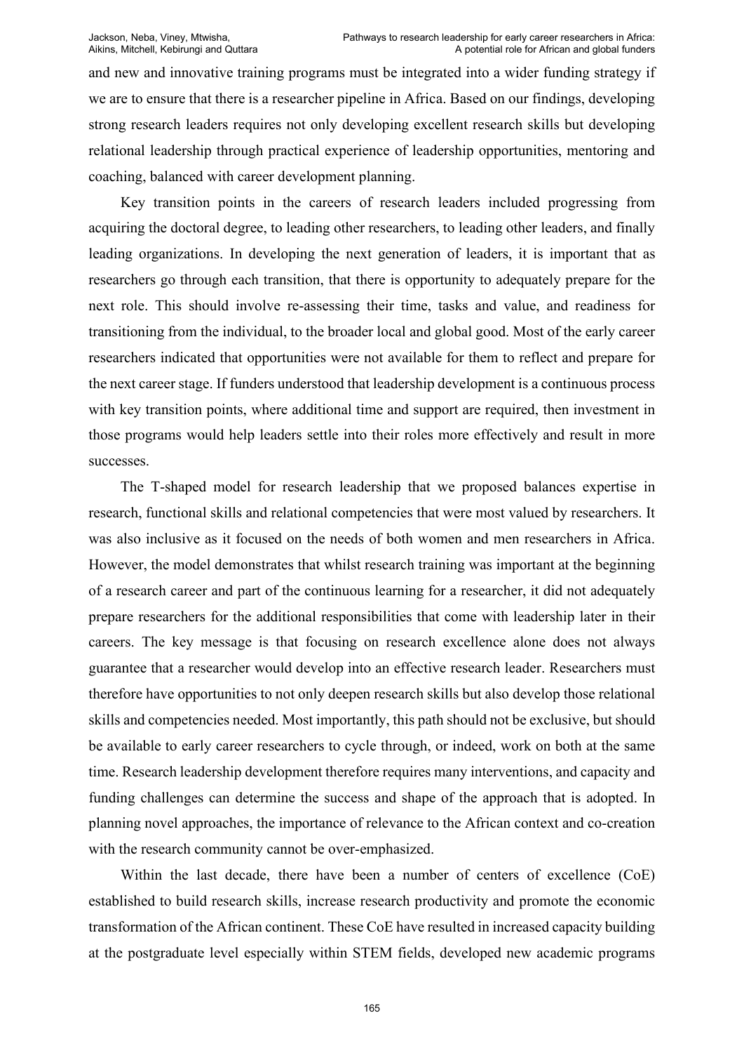and new and innovative training programs must be integrated into a wider funding strategy if we are to ensure that there is a researcher pipeline in Africa. Based on our findings, developing strong research leaders requires not only developing excellent research skills but developing relational leadership through practical experience of leadership opportunities, mentoring and coaching, balanced with career development planning.

Key transition points in the careers of research leaders included progressing from acquiring the doctoral degree, to leading other researchers, to leading other leaders, and finally leading organizations. In developing the next generation of leaders, it is important that as researchers go through each transition, that there is opportunity to adequately prepare for the next role. This should involve re-assessing their time, tasks and value, and readiness for transitioning from the individual, to the broader local and global good. Most of the early career researchers indicated that opportunities were not available for them to reflect and prepare for the next career stage. If funders understood that leadership development is a continuous process with key transition points, where additional time and support are required, then investment in those programs would help leaders settle into their roles more effectively and result in more successes.

The T-shaped model for research leadership that we proposed balances expertise in research, functional skills and relational competencies that were most valued by researchers. It was also inclusive as it focused on the needs of both women and men researchers in Africa. However, the model demonstrates that whilst research training was important at the beginning of a research career and part of the continuous learning for a researcher, it did not adequately prepare researchers for the additional responsibilities that come with leadership later in their careers. The key message is that focusing on research excellence alone does not always guarantee that a researcher would develop into an effective research leader. Researchers must therefore have opportunities to not only deepen research skills but also develop those relational skills and competencies needed. Most importantly, this path should not be exclusive, but should be available to early career researchers to cycle through, or indeed, work on both at the same time. Research leadership development therefore requires many interventions, and capacity and funding challenges can determine the success and shape of the approach that is adopted. In planning novel approaches, the importance of relevance to the African context and co-creation with the research community cannot be over-emphasized.

Within the last decade, there have been a number of centers of excellence (CoE) established to build research skills, increase research productivity and promote the economic transformation of the African continent. These CoE have resulted in increased capacity building at the postgraduate level especially within STEM fields, developed new academic programs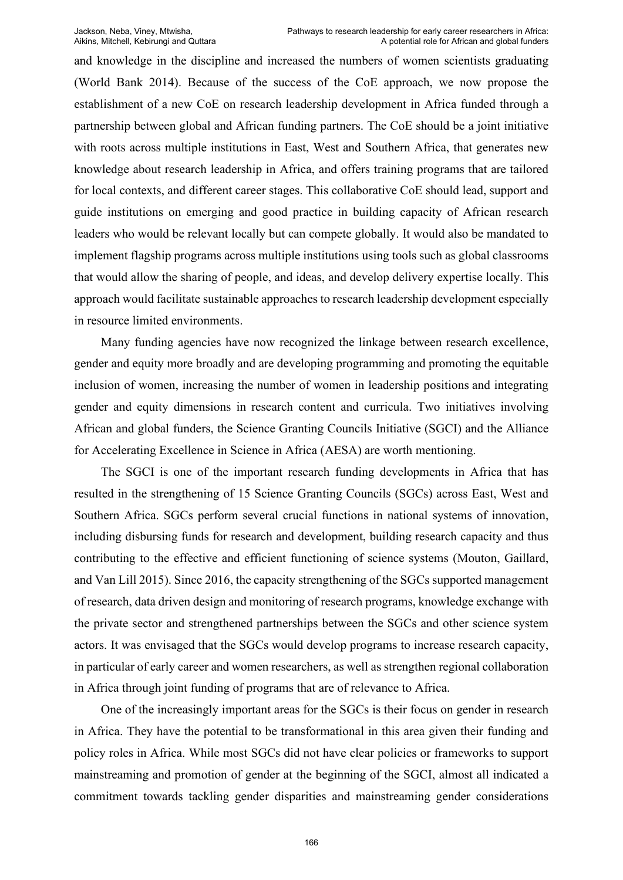and knowledge in the discipline and increased the numbers of women scientists graduating (World Bank 2014). Because of the success of the CoE approach, we now propose the establishment of a new CoE on research leadership development in Africa funded through a partnership between global and African funding partners. The CoE should be a joint initiative with roots across multiple institutions in East, West and Southern Africa, that generates new knowledge about research leadership in Africa, and offers training programs that are tailored for local contexts, and different career stages. This collaborative CoE should lead, support and guide institutions on emerging and good practice in building capacity of African research leaders who would be relevant locally but can compete globally. It would also be mandated to implement flagship programs across multiple institutions using tools such as global classrooms that would allow the sharing of people, and ideas, and develop delivery expertise locally. This approach would facilitate sustainable approaches to research leadership development especially in resource limited environments.

Many funding agencies have now recognized the linkage between research excellence, gender and equity more broadly and are developing programming and promoting the equitable inclusion of women, increasing the number of women in leadership positions and integrating gender and equity dimensions in research content and curricula. Two initiatives involving African and global funders, the Science Granting Councils Initiative (SGCI) and the Alliance for Accelerating Excellence in Science in Africa (AESA) are worth mentioning.

The SGCI is one of the important research funding developments in Africa that has resulted in the strengthening of 15 Science Granting Councils (SGCs) across East, West and Southern Africa. SGCs perform several crucial functions in national systems of innovation, including disbursing funds for research and development, building research capacity and thus contributing to the effective and efficient functioning of science systems (Mouton, Gaillard, and Van Lill 2015). Since 2016, the capacity strengthening of the SGCs supported management of research, data driven design and monitoring of research programs, knowledge exchange with the private sector and strengthened partnerships between the SGCs and other science system actors. It was envisaged that the SGCs would develop programs to increase research capacity, in particular of early career and women researchers, as well as strengthen regional collaboration in Africa through joint funding of programs that are of relevance to Africa.

One of the increasingly important areas for the SGCs is their focus on gender in research in Africa. They have the potential to be transformational in this area given their funding and policy roles in Africa. While most SGCs did not have clear policies or frameworks to support mainstreaming and promotion of gender at the beginning of the SGCI, almost all indicated a commitment towards tackling gender disparities and mainstreaming gender considerations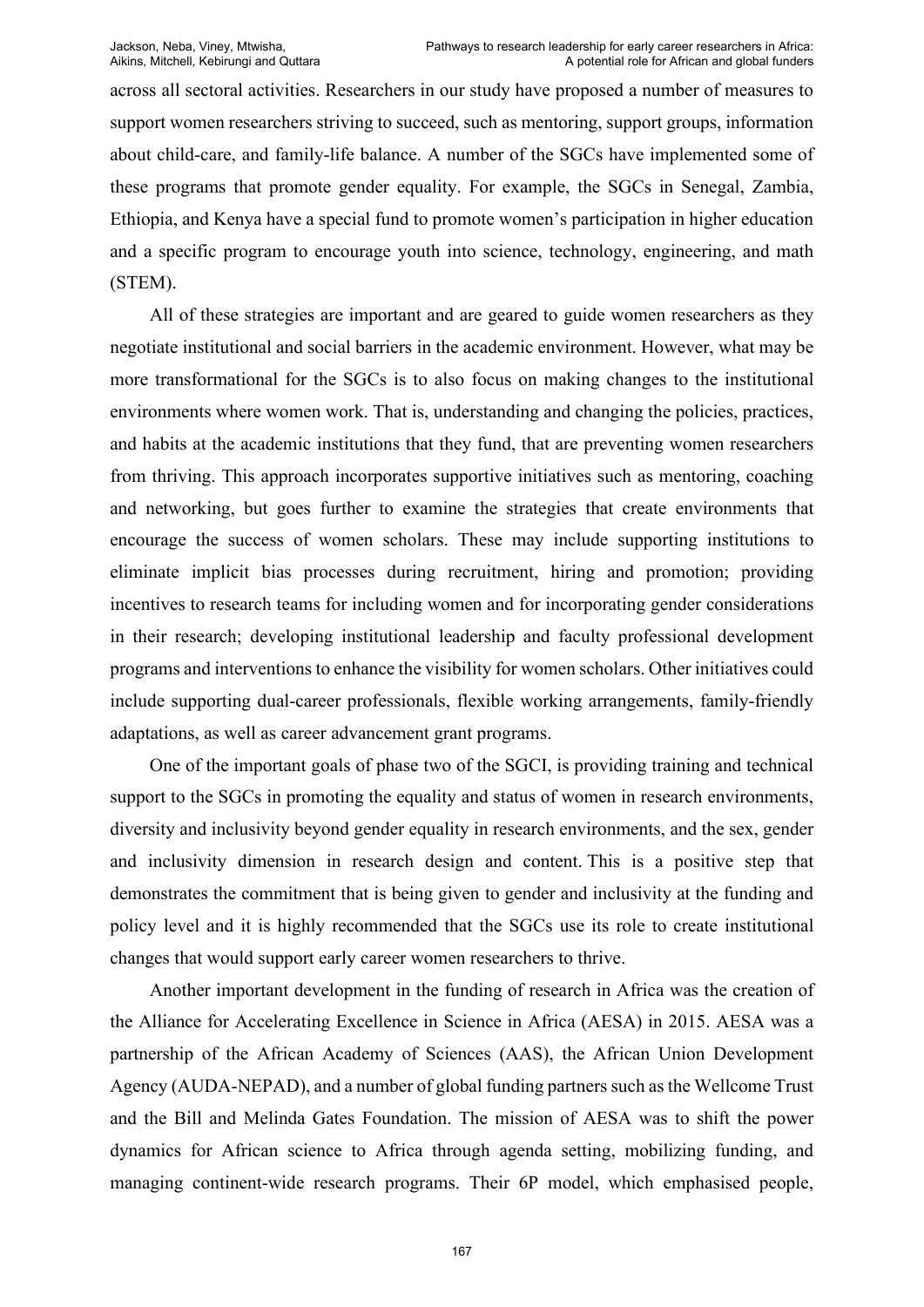across all sectoral activities. Researchers in our study have proposed a number of measures to support women researchers striving to succeed, such as mentoring, support groups, information about child-care, and family-life balance. A number of the SGCs have implemented some of these programs that promote gender equality. For example, the SGCs in Senegal, Zambia, Ethiopia, and Kenya have a special fund to promote women's participation in higher education and a specific program to encourage youth into science, technology, engineering, and math (STEM).

All of these strategies are important and are geared to guide women researchers as they negotiate institutional and social barriers in the academic environment. However, what may be more transformational for the SGCs is to also focus on making changes to the institutional environments where women work. That is, understanding and changing the policies, practices, and habits at the academic institutions that they fund, that are preventing women researchers from thriving. This approach incorporates supportive initiatives such as mentoring, coaching and networking, but goes further to examine the strategies that create environments that encourage the success of women scholars. These may include supporting institutions to eliminate implicit bias processes during recruitment, hiring and promotion; providing incentives to research teams for including women and for incorporating gender considerations in their research; developing institutional leadership and faculty professional development programs and interventions to enhance the visibility for women scholars. Other initiatives could include supporting dual-career professionals, flexible working arrangements, family-friendly adaptations, as well as career advancement grant programs.

One of the important goals of phase two of the SGCI, is providing training and technical support to the SGCs in promoting the equality and status of women in research environments, diversity and inclusivity beyond gender equality in research environments, and the sex, gender and inclusivity dimension in research design and content. This is a positive step that demonstrates the commitment that is being given to gender and inclusivity at the funding and policy level and it is highly recommended that the SGCs use its role to create institutional changes that would support early career women researchers to thrive.

Another important development in the funding of research in Africa was the creation of the Alliance for Accelerating Excellence in Science in Africa (AESA) in 2015. AESA was a partnership of the African Academy of Sciences (AAS), the African Union Development Agency (AUDA-NEPAD), and a number of global funding partners such as the Wellcome Trust and the Bill and Melinda Gates Foundation. The mission of AESA was to shift the power dynamics for African science to Africa through agenda setting, mobilizing funding, and managing continent-wide research programs. Their 6P model, which emphasised people,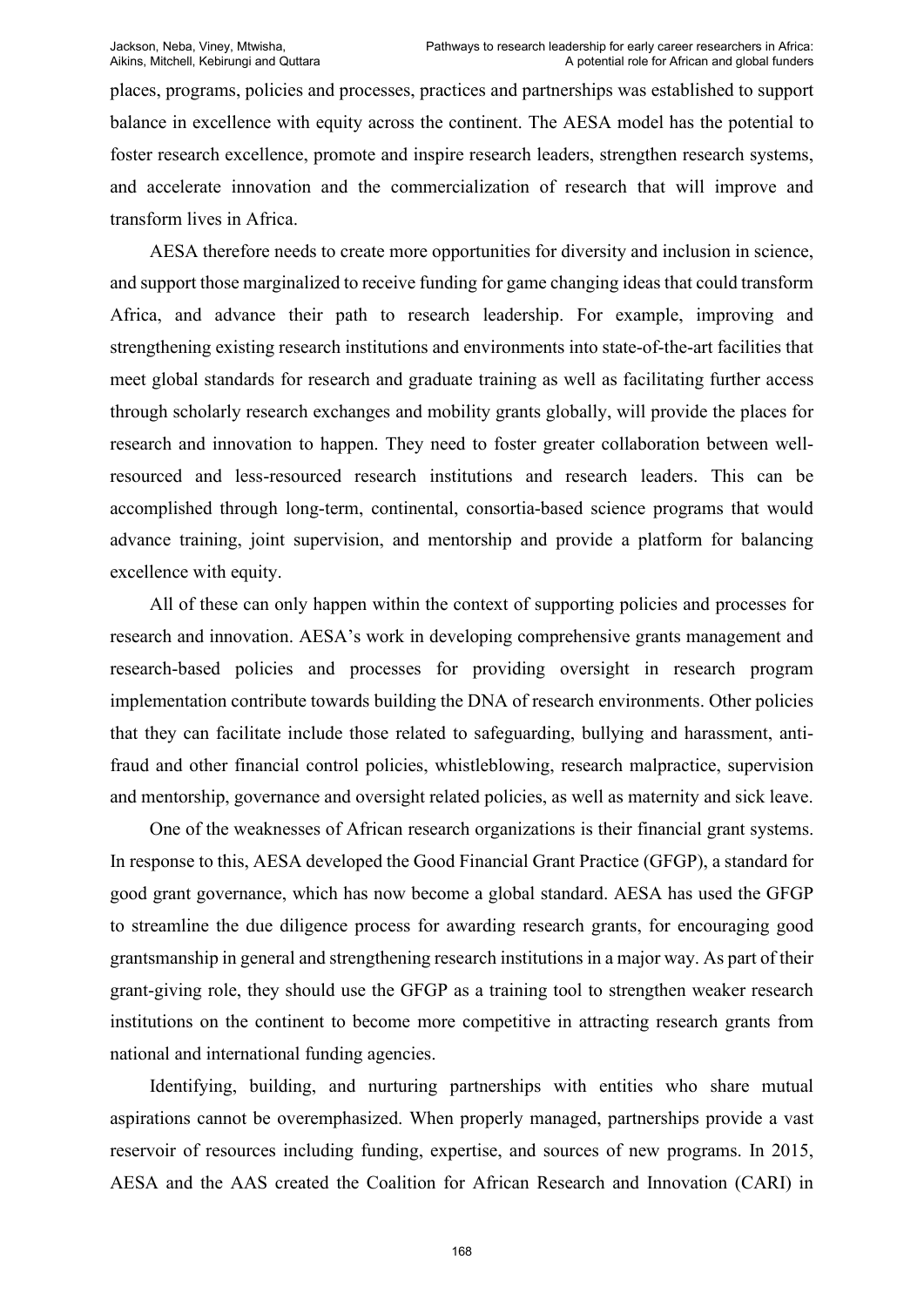places, programs, policies and processes, practices and partnerships was established to support balance in excellence with equity across the continent. The AESA model has the potential to foster research excellence, promote and inspire research leaders, strengthen research systems, and accelerate innovation and the commercialization of research that will improve and transform lives in Africa.

AESA therefore needs to create more opportunities for diversity and inclusion in science, and support those marginalized to receive funding for game changing ideas that could transform Africa, and advance their path to research leadership. For example, improving and strengthening existing research institutions and environments into state-of-the-art facilities that meet global standards for research and graduate training as well as facilitating further access through scholarly research exchanges and mobility grants globally, will provide the places for research and innovation to happen. They need to foster greater collaboration between well-resourced and less-resourced research institutions and research leaders. This can be accomplished through long-term, continental, consortia-based science programs that would advance training, joint supervision, and mentorship and provide a platform for balancing excellence with equity.

All of these can only happen within the context of supporting policies and processes for research and innovation. AESA's work in developing comprehensive grants management and research-based policies and processes for providing oversight in research program implementation contribute towards building the DNA of research environments. Other policies that they can facilitate include those related to safeguarding, bullying and harassment, anti-fraud and other financial control policies, whistleblowing, research malpractice, supervision and mentorship, governance and oversight related policies, as well as maternity and sick leave.

One of the weaknesses of African research organizations is their financial grant systems. In response to this, AESA developed the Good Financial Grant Practice (GFGP), a standard for good grant governance, which has now become a global standard. AESA has used the GFGP to streamline the due diligence process for awarding research grants, for encouraging good grantsmanship in general and strengthening research institutions in a major way. As part of their grant-giving role, they should use the GFGP as a training tool to strengthen weaker research institutions on the continent to become more competitive in attracting research grants from national and international funding agencies.

Identifying, building, and nurturing partnerships with entities who share mutual aspirations cannot be overemphasized. When properly managed, partnerships provide a vast reservoir of resources including funding, expertise, and sources of new programs. In 2015, AESA and the AAS created the Coalition for African Research and Innovation (CARI) in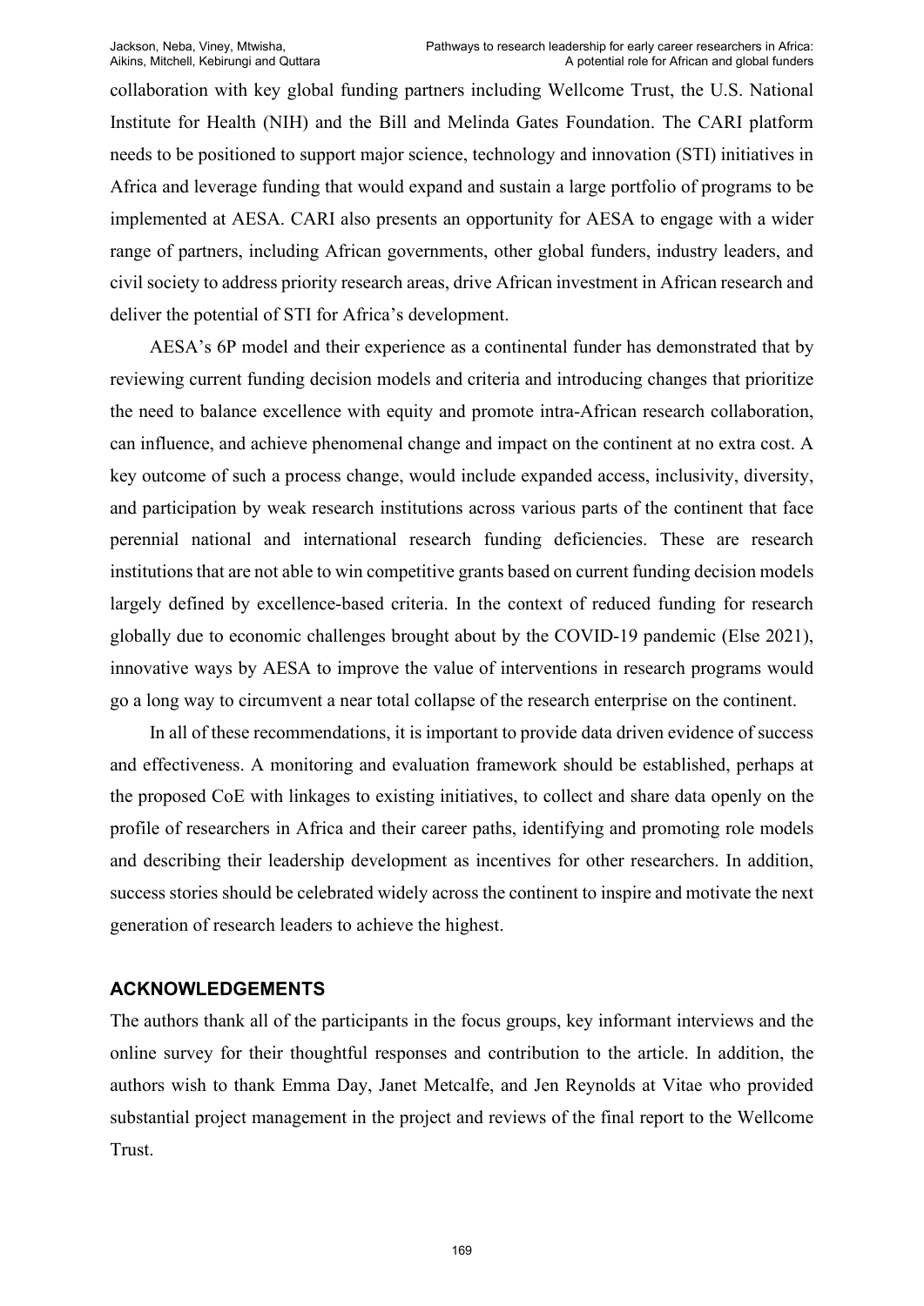collaboration with key global funding partners including Wellcome Trust, the U.S. National Institute for Health (NIH) and the Bill and Melinda Gates Foundation. The CARI platform needs to be positioned to support major science, technology and innovation (STI) initiatives in Africa and leverage funding that would expand and sustain a large portfolio of programs to be implemented at AESA. CARI also presents an opportunity for AESA to engage with a wider range of partners, including African governments, other global funders, industry leaders, and civil society to address priority research areas, drive African investment in African research and deliver the potential of STI for Africa's development.

AESA's 6P model and their experience as a continental funder has demonstrated that by reviewing current funding decision models and criteria and introducing changes that prioritize the need to balance excellence with equity and promote intra-African research collaboration, can influence, and achieve phenomenal change and impact on the continent at no extra cost. A key outcome of such a process change, would include expanded access, inclusivity, diversity, and participation by weak research institutions across various parts of the continent that face perennial national and international research funding deficiencies. These are research institutions that are not able to win competitive grants based on current funding decision models largely defined by excellence-based criteria. In the context of reduced funding for research globally due to economic challenges brought about by the COVID-19 pandemic (Else 2021), innovative ways by AESA to improve the value of interventions in research programs would go a long way to circumvent a near total collapse of the research enterprise on the continent.

In all of these recommendations, it is important to provide data driven evidence of success and effectiveness. A monitoring and evaluation framework should be established, perhaps at the proposed CoE with linkages to existing initiatives, to collect and share data openly on the profile of researchers in Africa and their career paths, identifying and promoting role models and describing their leadership development as incentives for other researchers. In addition, success stories should be celebrated widely across the continent to inspire and motivate the next generation of research leaders to achieve the highest.

## ACKNOWLEDGEMENTS

The authors thank all of the participants in the focus groups, key informant interviews and the online survey for their thoughtful responses and contribution to the article. In addition, the authors wish to thank Emma Day, Janet Metcalfe, and Jen Reynolds at Vitae who provided substantial project management in the project and reviews of the final report to the Wellcome Trust.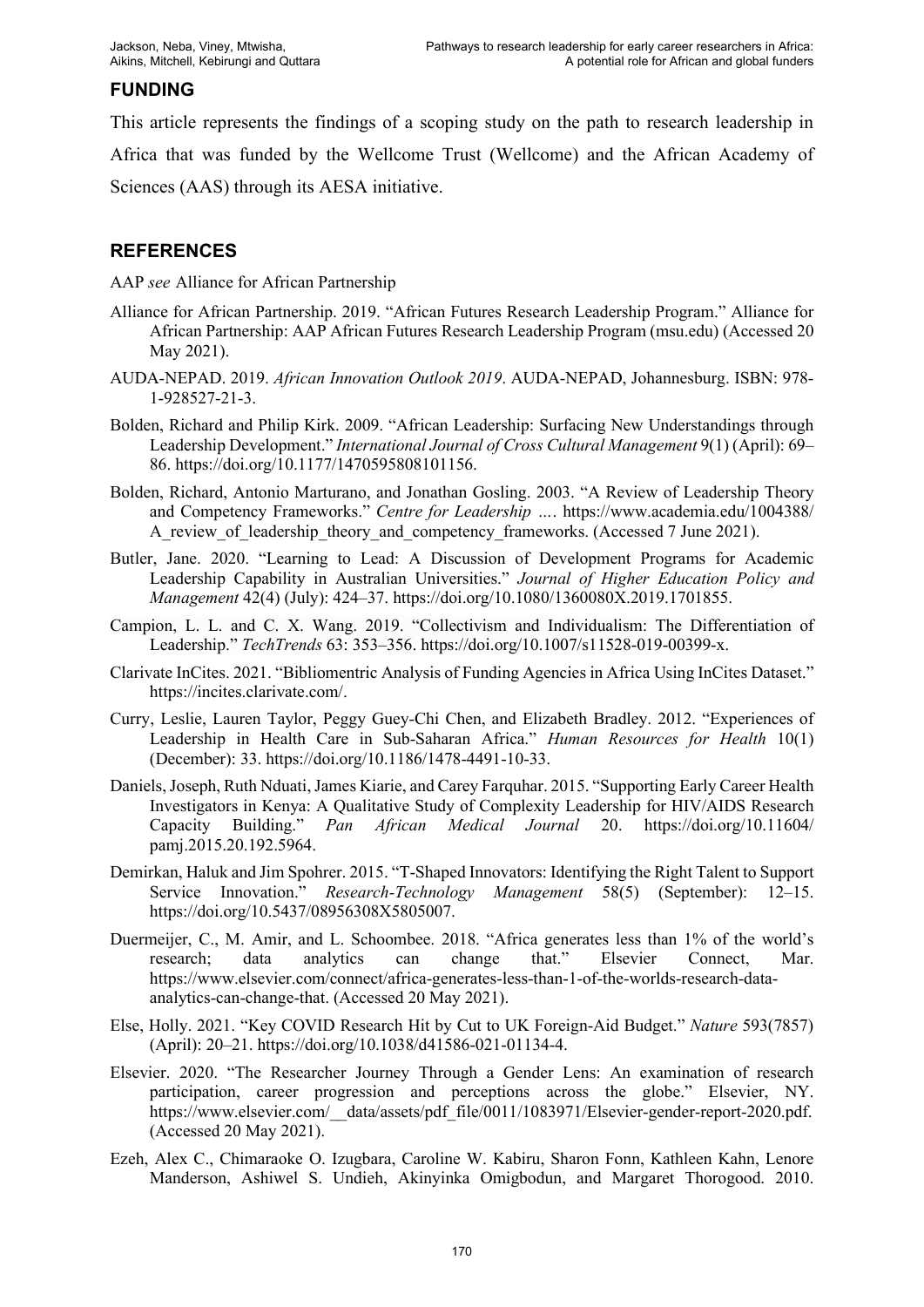## FUNDING

This article represents the findings of a scoping study on the path to research leadership in Africa that was funded by the Wellcome Trust (Wellcome) and the African Academy of Sciences (AAS) through its AESA initiative.

## REFERENCES

AAP *see* Alliance for African Partnership

Alliance for African Partnership. 2019. "African Futures Research Leadership Program." Alliance for African Partnership: AAP African Futures Research Leadership Program (msu.edu) (Accessed 20 May 2021).

AUDA-NEPAD. 2019. *African Innovation Outlook 2019*. AUDA-NEPAD, Johannesburg. ISBN: 978-1-928527-21-3.

Bolden, Richard and Philip Kirk. 2009. "African Leadership: Surfacing New Understandings through Leadership Development." *International Journal of Cross Cultural Management* 9(1) (April): 69–86. https://doi.org/10.1177/1470595808101156.

Bolden, Richard, Antonio Marturano, and Jonathan Gosling. 2003. "A Review of Leadership Theory and Competency Frameworks." *Centre for Leadership …*. https://www.academia.edu/1004388/A_review_of_leadership_theory_and_competency_frameworks. (Accessed 7 June 2021).

Butler, Jane. 2020. "Learning to Lead: A Discussion of Development Programs for Academic Leadership Capability in Australian Universities." *Journal of Higher Education Policy and Management* 42(4) (July): 424–37. https://doi.org/10.1080/1360080X.2019.1701855.

Campion, L. L. and C. X. Wang. 2019. "Collectivism and Individualism: The Differentiation of Leadership." *TechTrends* 63: 353–356. https://doi.org/10.1007/s11528-019-00399-x.

Clarivate InCites. 2021. "Bibliomentric Analysis of Funding Agencies in Africa Using InCites Dataset." https://incites.clarivate.com/.

Curry, Leslie, Lauren Taylor, Peggy Guey-Chi Chen, and Elizabeth Bradley. 2012. "Experiences of Leadership in Health Care in Sub-Saharan Africa." *Human Resources for Health* 10(1) (December): 33. https://doi.org/10.1186/1478-4491-10-33.

Daniels, Joseph, Ruth Nduati, James Kiarie, and Carey Farquhar. 2015. "Supporting Early Career Health Investigators in Kenya: A Qualitative Study of Complexity Leadership for HIV/AIDS Research Capacity Building." *Pan African Medical Journal* 20. https://doi.org/10.11604/pamj.2015.20.192.5964.

Demirkan, Haluk and Jim Spohrer. 2015. "T-Shaped Innovators: Identifying the Right Talent to Support Service Innovation." *Research-Technology Management* 58(5) (September): 12–15. https://doi.org/10.5437/08956308X5805007.

Duermeijer, C., M. Amir, and L. Schoombee. 2018. "Africa generates less than 1% of the world's research; data analytics can change that." Elsevier Connect, Mar. https://www.elsevier.com/connect/africa-generates-less-than-1-of-the-worlds-research-data-analytics-can-change-that. (Accessed 20 May 2021).

Else, Holly. 2021. "Key COVID Research Hit by Cut to UK Foreign-Aid Budget." *Nature* 593(7857) (April): 20–21. https://doi.org/10.1038/d41586-021-01134-4.

Elsevier. 2020. "The Researcher Journey Through a Gender Lens: An examination of research participation, career progression and perceptions across the globe." Elsevier, NY. https://www.elsevier.com/__data/assets/pdf_file/0011/1083971/Elsevier-gender-report-2020.pdf. (Accessed 20 May 2021).

Ezeh, Alex C., Chimaraoke O. Izugbara, Caroline W. Kabiru, Sharon Fonn, Kathleen Kahn, Lenore Manderson, Ashiwel S. Undieh, Akinyinka Omigbodun, and Margaret Thorogood. 2010.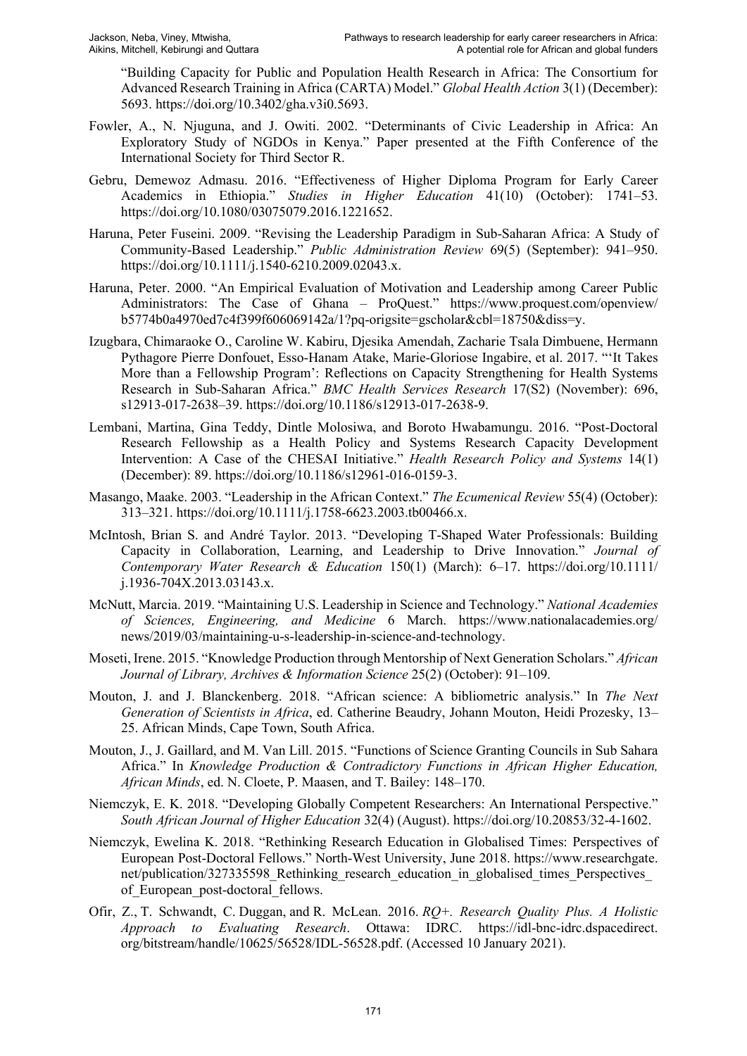"Building Capacity for Public and Population Health Research in Africa: The Consortium for Advanced Research Training in Africa (CARTA) Model." *Global Health Action* 3(1) (December): 5693. https://doi.org/10.3402/gha.v3i0.5693.

Fowler, A., N. Njuguna, and J. Owiti. 2002. "Determinants of Civic Leadership in Africa: An Exploratory Study of NGDOs in Kenya." Paper presented at the Fifth Conference of the International Society for Third Sector R.

Gebru, Demewoz Admasu. 2016. "Effectiveness of Higher Diploma Program for Early Career Academics in Ethiopia." *Studies in Higher Education* 41(10) (October): 1741–53. https://doi.org/10.1080/03075079.2016.1221652.

Haruna, Peter Fuseini. 2009. "Revising the Leadership Paradigm in Sub-Saharan Africa: A Study of Community-Based Leadership." *Public Administration Review* 69(5) (September): 941–950. https://doi.org/10.1111/j.1540-6210.2009.02043.x.

Haruna, Peter. 2000. "An Empirical Evaluation of Motivation and Leadership among Career Public Administrators: The Case of Ghana – ProQuest." https://www.proquest.com/openview/b5774b0a4970ed7c4f399f606069142a/1?pq-origsite=gscholar&cbl=18750&diss=y.

Izugbara, Chimaraoke O., Caroline W. Kabiru, Djesika Amendah, Zacharie Tsala Dimbuene, Hermann Pythagore Pierre Donfouet, Esso-Hanam Atake, Marie-Gloriose Ingabire, et al. 2017. "'It Takes More than a Fellowship Program': Reflections on Capacity Strengthening for Health Systems Research in Sub-Saharan Africa." *BMC Health Services Research* 17(S2) (November): 696, s12913-017-2638–39. https://doi.org/10.1186/s12913-017-2638-9.

Lembani, Martina, Gina Teddy, Dintle Molosiwa, and Boroto Hwabamungu. 2016. "Post-Doctoral Research Fellowship as a Health Policy and Systems Research Capacity Development Intervention: A Case of the CHESAI Initiative." *Health Research Policy and Systems* 14(1) (December): 89. https://doi.org/10.1186/s12961-016-0159-3.

Masango, Maake. 2003. "Leadership in the African Context." *The Ecumenical Review* 55(4) (October): 313–321. https://doi.org/10.1111/j.1758-6623.2003.tb00466.x.

McIntosh, Brian S. and André Taylor. 2013. "Developing T-Shaped Water Professionals: Building Capacity in Collaboration, Learning, and Leadership to Drive Innovation." *Journal of Contemporary Water Research & Education* 150(1) (March): 6–17. https://doi.org/10.1111/j.1936-704X.2013.03143.x.

McNutt, Marcia. 2019. "Maintaining U.S. Leadership in Science and Technology." *National Academies of Sciences, Engineering, and Medicine* 6 March. https://www.nationalacademies.org/news/2019/03/maintaining-u-s-leadership-in-science-and-technology.

Moseti, Irene. 2015. "Knowledge Production through Mentorship of Next Generation Scholars." *African Journal of Library, Archives & Information Science* 25(2) (October): 91–109.

Mouton, J. and J. Blanckenberg. 2018. "African science: A bibliometric analysis." In *The Next Generation of Scientists in Africa*, ed. Catherine Beaudry, Johann Mouton, Heidi Prozesky, 13–25. African Minds, Cape Town, South Africa.

Mouton, J., J. Gaillard, and M. Van Lill. 2015. "Functions of Science Granting Councils in Sub Sahara Africa." In *Knowledge Production & Contradictory Functions in African Higher Education, African Minds*, ed. N. Cloete, P. Maasen, and T. Bailey: 148–170.

Niemczyk, E. K. 2018. "Developing Globally Competent Researchers: An International Perspective." *South African Journal of Higher Education* 32(4) (August). https://doi.org/10.20853/32-4-1602.

Niemczyk, Ewelina K. 2018. "Rethinking Research Education in Globalised Times: Perspectives of European Post-Doctoral Fellows." North-West University, June 2018. https://www.researchgate.net/publication/327335598_Rethinking_research_education_in_globalised_times_Perspectives_of_European_post-doctoral_fellows.

Ofir, Z., T. Schwandt, C. Duggan, and R. McLean. 2016. *RQ+. Research Quality Plus. A Holistic Approach to Evaluating Research*. Ottawa: IDRC. https://idl-bnc-idrc.dspacedirect.org/bitstream/handle/10625/56528/IDL-56528.pdf. (Accessed 10 January 2021).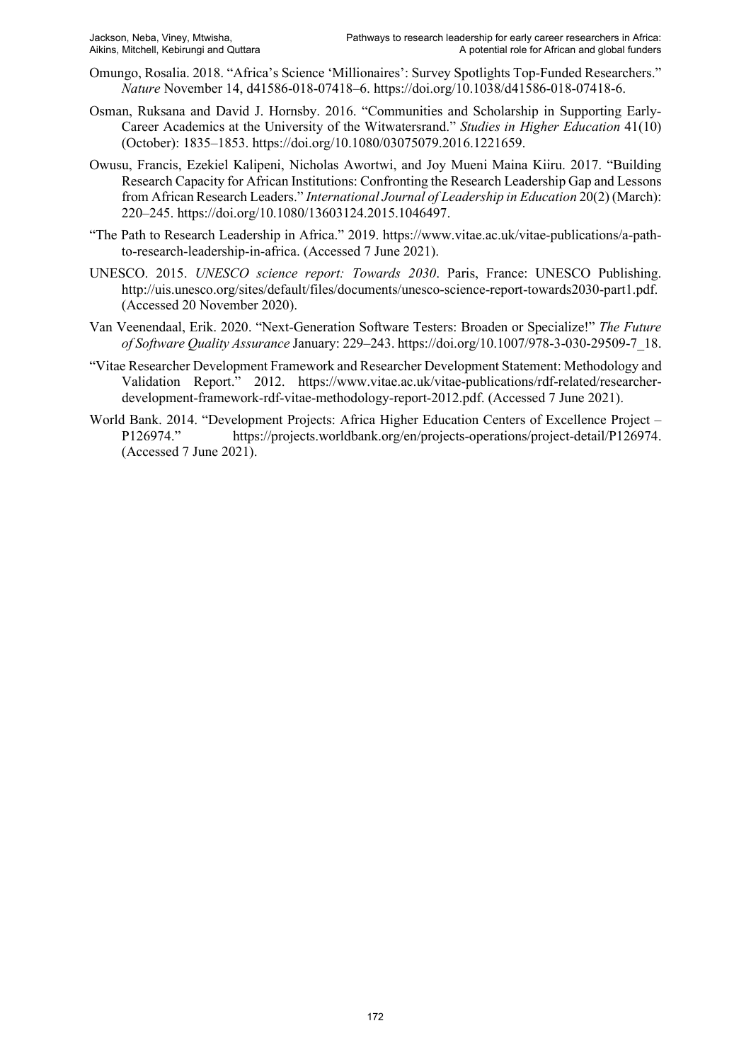Omungo, Rosalia. 2018. "Africa's Science 'Millionaires': Survey Spotlights Top-Funded Researchers." *Nature* November 14, d41586-018-07418–6. https://doi.org/10.1038/d41586-018-07418-6.

Osman, Ruksana and David J. Hornsby. 2016. "Communities and Scholarship in Supporting Early-Career Academics at the University of the Witwatersrand." *Studies in Higher Education* 41(10) (October): 1835–1853. https://doi.org/10.1080/03075079.2016.1221659.

Owusu, Francis, Ezekiel Kalipeni, Nicholas Awortwi, and Joy Mueni Maina Kiiru. 2017. "Building Research Capacity for African Institutions: Confronting the Research Leadership Gap and Lessons from African Research Leaders." *International Journal of Leadership in Education* 20(2) (March): 220–245. https://doi.org/10.1080/13603124.2015.1046497.

"The Path to Research Leadership in Africa." 2019. https://www.vitae.ac.uk/vitae-publications/a-path-to-research-leadership-in-africa. (Accessed 7 June 2021).

UNESCO. 2015. *UNESCO science report: Towards 2030*. Paris, France: UNESCO Publishing. http://uis.unesco.org/sites/default/files/documents/unesco-science-report-towards2030-part1.pdf. (Accessed 20 November 2020).

Van Veenendaal, Erik. 2020. "Next-Generation Software Testers: Broaden or Specialize!" *The Future of Software Quality Assurance* January: 229–243. https://doi.org/10.1007/978-3-030-29509-7_18.

"Vitae Researcher Development Framework and Researcher Development Statement: Methodology and Validation Report." 2012. https://www.vitae.ac.uk/vitae-publications/rdf-related/researcher-development-framework-rdf-vitae-methodology-report-2012.pdf. (Accessed 7 June 2021).

World Bank. 2014. "Development Projects: Africa Higher Education Centers of Excellence Project – P126974." https://projects.worldbank.org/en/projects-operations/project-detail/P126974. (Accessed 7 June 2021).